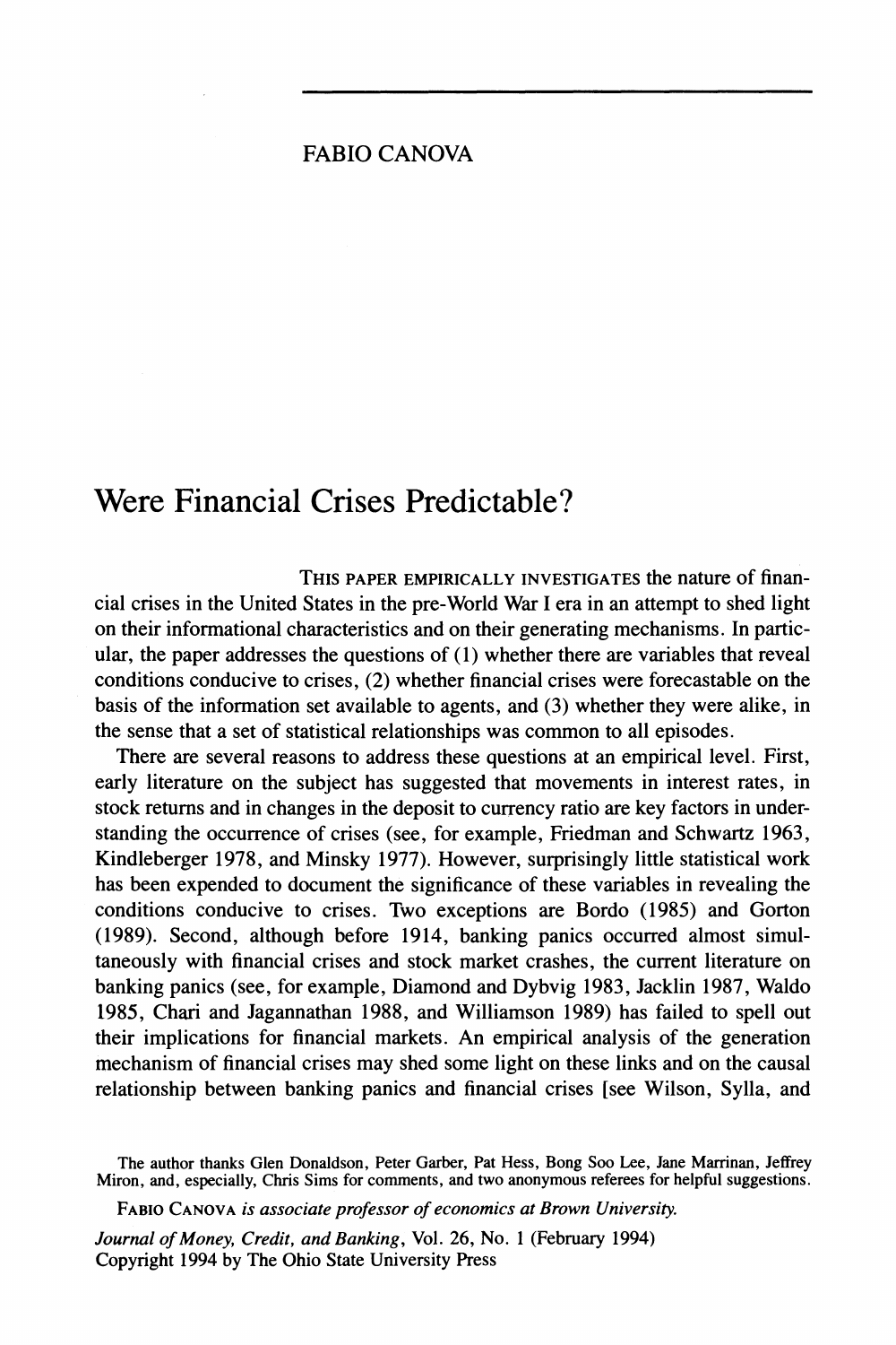FABIO CANOVA

# Were Financial Crises Predictable?

THIS PAPER EMPIRICALLY INVESTIGATES the nature of financial crises in the United States in the pre-World War I era in an attempt to shed light on their informational characteristics and on their generating mechanisms. In particular, the paper addresses the questions of (1) whether there are variables that reveal conditions conducive to crises, (2) whether financial crises were forecastable on the basis of the information set available to agents, and (3) whether they were alike, in the sense that a set of statistical relationships was common to all episodes.

There are several reasons to address these questions at an empirical level. First, early literature on the subject has suggested that movements in interest rates, in stock returns and in changes in the deposit to currency ratio are key factors in understanding the occurrence of crises (see, for example, Friedman and Schwartz 1963, Kindleberger 1978, and Minsky 1977). However, surprisingly little statistical work has been expended to document the significance of these variables in revealing the conditions conducive to crises. Two exceptions are Bordo (1985) and Gorton (1989). Second, although before 1914, banking panics occurred almost simultaneously with financial crises and stock market crashes, the current literature on banking panics (see, for example, Diamond and Dybvig 1983, Jacklin 1987, Waldo 1985, Chari and Jagannathan 1988, and Williamson 1989) has failed to spell out their implications for financial markets. An empirical analysis of the generation mechanism of financial crises may shed some light on these links and on the causal relationship between banking panics and financial crises [see Wilson, Sylla, and

The author thanks Glen Donaldson, Peter Garber, Pat Hess, Bong Soo Lee, Jane Marrinan, Jeffrey Miron, and, especially, Chris Sims for comments, and two anonymous referees for helpful suggestions.

FABIO CANOVA *is associate professor of economics at Brown University.*

*Journal of Money, Credit, and Banking*, Vol. 26, No. 1 (February 1994)
Copyright 1994 by The Ohio State University Press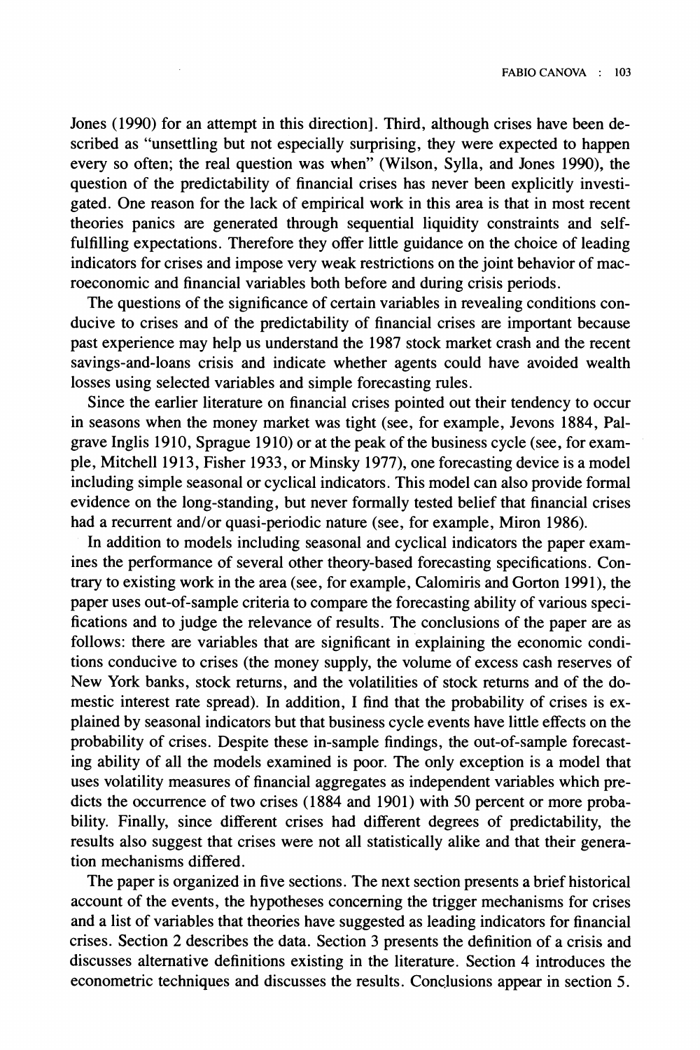Jones (1990) for an attempt in this direction]. Third, although crises have been described as "unsettling but not especially surprising, they were expected to happen every so often; the real question was when" (Wilson, Sylla, and Jones 1990), the question of the predictability of financial crises has never been explicitly investigated. One reason for the lack of empirical work in this area is that in most recent theories panics are generated through sequential liquidity constraints and self-fulfilling expectations. Therefore they offer little guidance on the choice of leading indicators for crises and impose very weak restrictions on the joint behavior of macroeconomic and financial variables both before and during crisis periods.

The questions of the significance of certain variables in revealing conditions conducive to crises and of the predictability of financial crises are important because past experience may help us understand the 1987 stock market crash and the recent savings-and-loans crisis and indicate whether agents could have avoided wealth losses using selected variables and simple forecasting rules.

Since the earlier literature on financial crises pointed out their tendency to occur in seasons when the money market was tight (see, for example, Jevons 1884, Palgrave Inglis 1910, Sprague 1910) or at the peak of the business cycle (see, for example, Mitchell 1913, Fisher 1933, or Minsky 1977), one forecasting device is a model including simple seasonal or cyclical indicators. This model can also provide formal evidence on the long-standing, but never formally tested belief that financial crises had a recurrent and/or quasi-periodic nature (see, for example, Miron 1986).

In addition to models including seasonal and cyclical indicators the paper examines the performance of several other theory-based forecasting specifications. Contrary to existing work in the area (see, for example, Calomiris and Gorton 1991), the paper uses out-of-sample criteria to compare the forecasting ability of various specifications and to judge the relevance of results. The conclusions of the paper are as follows: there are variables that are significant in explaining the economic conditions conducive to crises (the money supply, the volume of excess cash reserves of New York banks, stock returns, and the volatilities of stock returns and of the domestic interest rate spread). In addition, I find that the probability of crises is explained by seasonal indicators but that business cycle events have little effects on the probability of crises. Despite these in-sample findings, the out-of-sample forecasting ability of all the models examined is poor. The only exception is a model that uses volatility measures of financial aggregates as independent variables which predicts the occurrence of two crises (1884 and 1901) with 50 percent or more probability. Finally, since different crises had different degrees of predictability, the results also suggest that crises were not all statistically alike and that their generation mechanisms differed.

The paper is organized in five sections. The next section presents a brief historical account of the events, the hypotheses concerning the trigger mechanisms for crises and a list of variables that theories have suggested as leading indicators for financial crises. Section 2 describes the data. Section 3 presents the definition of a crisis and discusses alternative definitions existing in the literature. Section 4 introduces the econometric techniques and discusses the results. Conclusions appear in section 5.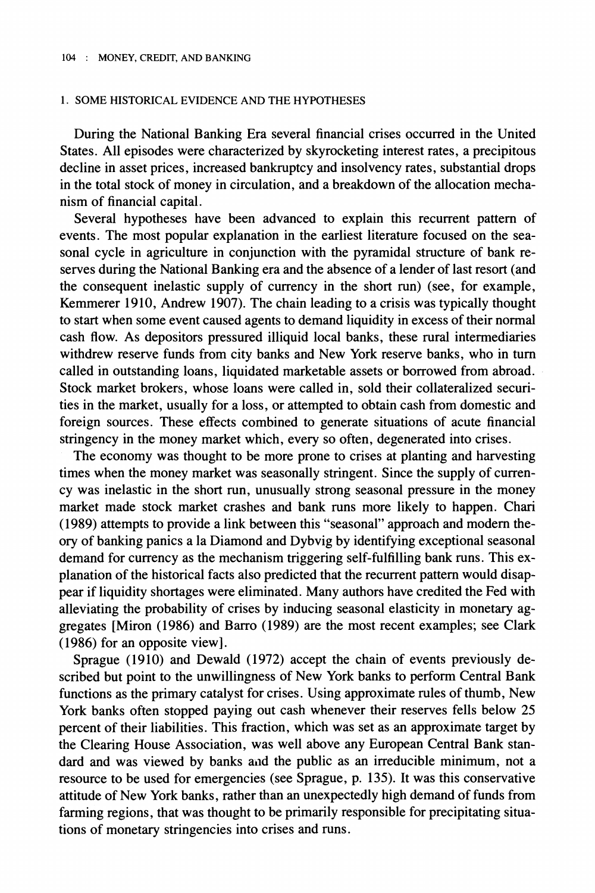## 1. SOME HISTORICAL EVIDENCE AND THE HYPOTHESES

During the National Banking Era several financial crises occurred in the United States. All episodes were characterized by skyrocketing interest rates, a precipitous decline in asset prices, increased bankruptcy and insolvency rates, substantial drops in the total stock of money in circulation, and a breakdown of the allocation mechanism of financial capital.

Several hypotheses have been advanced to explain this recurrent pattern of events. The most popular explanation in the earliest literature focused on the seasonal cycle in agriculture in conjunction with the pyramidal structure of bank reserves during the National Banking era and the absence of a lender of last resort (and the consequent inelastic supply of currency in the short run) (see, for example, Kemmerer 1910, Andrew 1907). The chain leading to a crisis was typically thought to start when some event caused agents to demand liquidity in excess of their normal cash flow. As depositors pressured illiquid local banks, these rural intermediaries withdrew reserve funds from city banks and New York reserve banks, who in turn called in outstanding loans, liquidated marketable assets or borrowed from abroad. Stock market brokers, whose loans were called in, sold their collateralized securities in the market, usually for a loss, or attempted to obtain cash from domestic and foreign sources. These effects combined to generate situations of acute financial stringency in the money market which, every so often, degenerated into crises.

The economy was thought to be more prone to crises at planting and harvesting times when the money market was seasonally stringent. Since the supply of currency was inelastic in the short run, unusually strong seasonal pressure in the money market made stock market crashes and bank runs more likely to happen. Chari (1989) attempts to provide a link between this "seasonal" approach and modern theory of banking panics a la Diamond and Dybvig by identifying exceptional seasonal demand for currency as the mechanism triggering self-fulfilling bank runs. This explanation of the historical facts also predicted that the recurrent pattern would disappear if liquidity shortages were eliminated. Many authors have credited the Fed with alleviating the probability of crises by inducing seasonal elasticity in monetary aggregates [Miron (1986) and Barro (1989) are the most recent examples; see Clark (1986) for an opposite view].

Sprague (1910) and Dewald (1972) accept the chain of events previously described but point to the unwillingness of New York banks to perform Central Bank functions as the primary catalyst for crises. Using approximate rules of thumb, New York banks often stopped paying out cash whenever their reserves fells below 25 percent of their liabilities. This fraction, which was set as an approximate target by the Clearing House Association, was well above any European Central Bank standard and was viewed by banks and the public as an irreducible minimum, not a resource to be used for emergencies (see Sprague, p. 135). It was this conservative attitude of New York banks, rather than an unexpectedly high demand of funds from farming regions, that was thought to be primarily responsible for precipitating situations of monetary stringencies into crises and runs.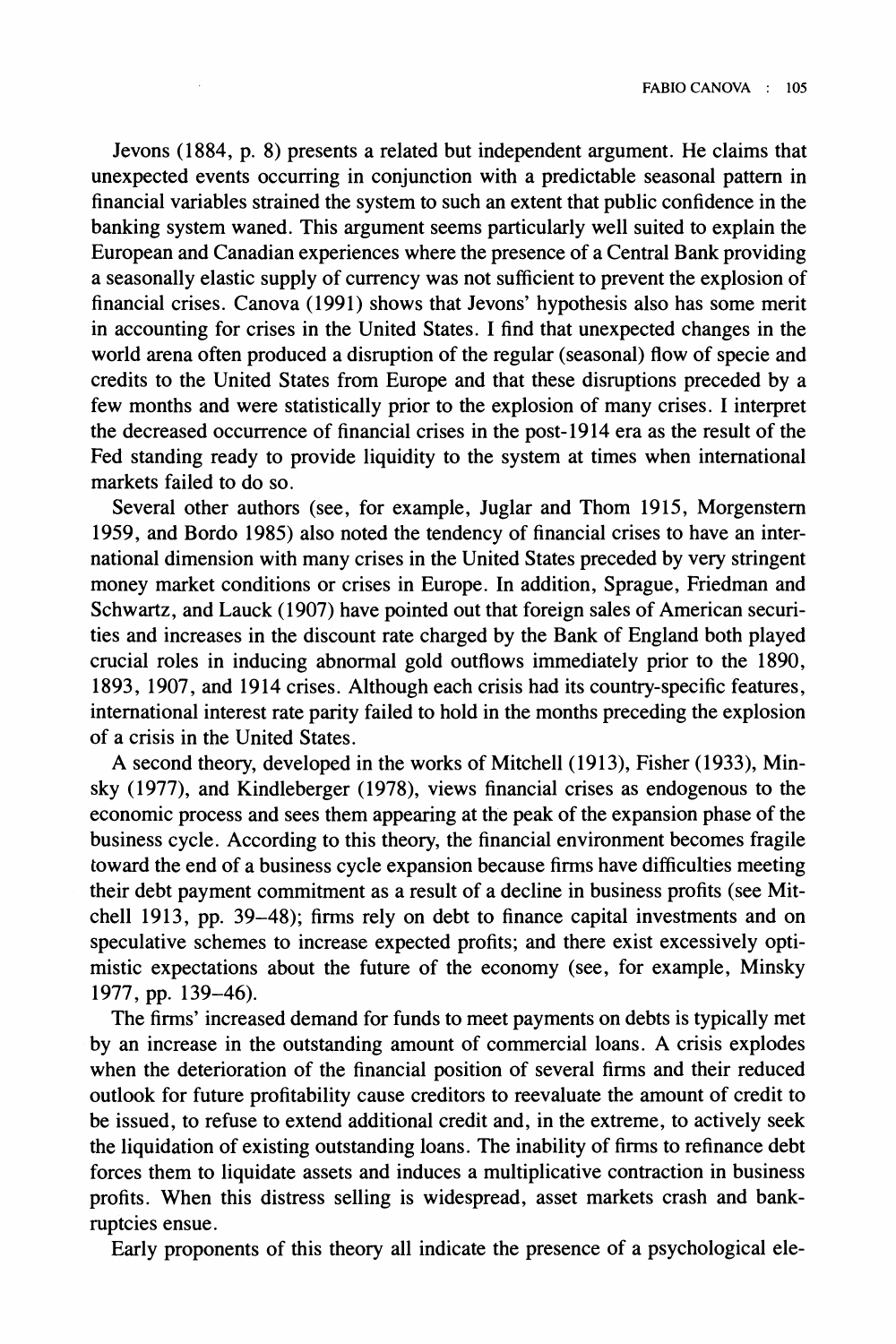Jevons (1884, p. 8) presents a related but independent argument. He claims that unexpected events occurring in conjunction with a predictable seasonal pattern in financial variables strained the system to such an extent that public confidence in the banking system waned. This argument seems particularly well suited to explain the European and Canadian experiences where the presence of a Central Bank providing a seasonally elastic supply of currency was not sufficient to prevent the explosion of financial crises. Canova (1991) shows that Jevons' hypothesis also has some merit in accounting for crises in the United States. I find that unexpected changes in the world arena often produced a disruption of the regular (seasonal) flow of specie and credits to the United States from Europe and that these disruptions preceded by a few months and were statistically prior to the explosion of many crises. I interpret the decreased occurrence of financial crises in the post-1914 era as the result of the Fed standing ready to provide liquidity to the system at times when international markets failed to do so.

Several other authors (see, for example, Juglar and Thom 1915, Morgenstern 1959, and Bordo 1985) also noted the tendency of financial crises to have an international dimension with many crises in the United States preceded by very stringent money market conditions or crises in Europe. In addition, Sprague, Friedman and Schwartz, and Lauck (1907) have pointed out that foreign sales of American securities and increases in the discount rate charged by the Bank of England both played crucial roles in inducing abnormal gold outflows immediately prior to the 1890, 1893, 1907, and 1914 crises. Although each crisis had its country-specific features, international interest rate parity failed to hold in the months preceding the explosion of a crisis in the United States.

A second theory, developed in the works of Mitchell (1913), Fisher (1933), Minsky (1977), and Kindleberger (1978), views financial crises as endogenous to the economic process and sees them appearing at the peak of the expansion phase of the business cycle. According to this theory, the financial environment becomes fragile toward the end of a business cycle expansion because firms have difficulties meeting their debt payment commitment as a result of a decline in business profits (see Mitchell 1913, pp. 39–48); firms rely on debt to finance capital investments and on speculative schemes to increase expected profits; and there exist excessively optimistic expectations about the future of the economy (see, for example, Minsky 1977, pp. 139–46).

The firms' increased demand for funds to meet payments on debts is typically met by an increase in the outstanding amount of commercial loans. A crisis explodes when the deterioration of the financial position of several firms and their reduced outlook for future profitability cause creditors to reevaluate the amount of credit to be issued, to refuse to extend additional credit and, in the extreme, to actively seek the liquidation of existing outstanding loans. The inability of firms to refinance debt forces them to liquidate assets and induces a multiplicative contraction in business profits. When this distress selling is widespread, asset markets crash and bankruptcies ensue.

Early proponents of this theory all indicate the presence of a psychological ele-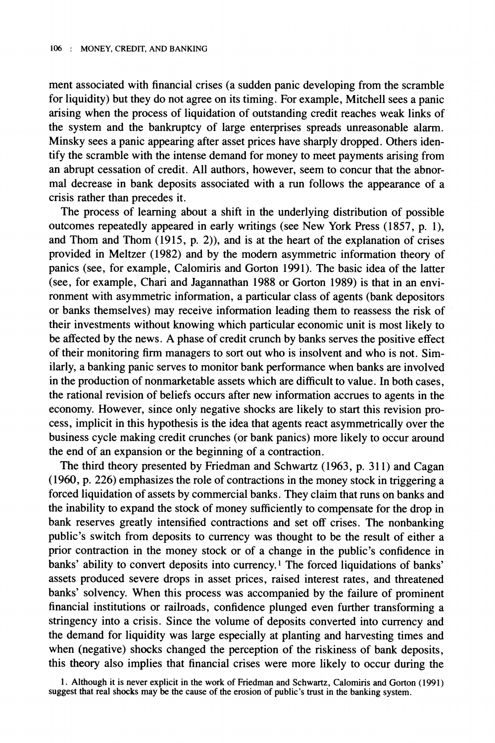ment associated with financial crises (a sudden panic developing from the scramble for liquidity) but they do not agree on its timing. For example, Mitchell sees a panic arising when the process of liquidation of outstanding credit reaches weak links of the system and the bankruptcy of large enterprises spreads unreasonable alarm. Minsky sees a panic appearing after asset prices have sharply dropped. Others identify the scramble with the intense demand for money to meet payments arising from an abrupt cessation of credit. All authors, however, seem to concur that the abnormal decrease in bank deposits associated with a run follows the appearance of a crisis rather than precedes it.

The process of learning about a shift in the underlying distribution of possible outcomes repeatedly appeared in early writings (see New York Press (1857, p. 1), and Thom and Thom (1915, p. 2)), and is at the heart of the explanation of crises provided in Meltzer (1982) and by the modern asymmetric information theory of panics (see, for example, Calomiris and Gorton 1991). The basic idea of the latter (see, for example, Chari and Jagannathan 1988 or Gorton 1989) is that in an environment with asymmetric information, a particular class of agents (bank depositors or banks themselves) may receive information leading them to reassess the risk of their investments without knowing which particular economic unit is most likely to be affected by the news. A phase of credit crunch by banks serves the positive effect of their monitoring firm managers to sort out who is insolvent and who is not. Similarly, a banking panic serves to monitor bank performance when banks are involved in the production of nonmarketable assets which are difficult to value. In both cases, the rational revision of beliefs occurs after new information accrues to agents in the economy. However, since only negative shocks are likely to start this revision process, implicit in this hypothesis is the idea that agents react asymmetrically over the business cycle making credit crunches (or bank panics) more likely to occur around the end of an expansion or the beginning of a contraction.

The third theory presented by Friedman and Schwartz (1963, p. 311) and Cagan (1960, p. 226) emphasizes the role of contractions in the money stock in triggering a forced liquidation of assets by commercial banks. They claim that runs on banks and the inability to expand the stock of money sufficiently to compensate for the drop in bank reserves greatly intensified contractions and set off crises. The nonbanking public's switch from deposits to currency was thought to be the result of either a prior contraction in the money stock or of a change in the public's confidence in banks' ability to convert deposits into currency.[1] The forced liquidations of banks' assets produced severe drops in asset prices, raised interest rates, and threatened banks' solvency. When this process was accompanied by the failure of prominent financial institutions or railroads, confidence plunged even further transforming a stringency into a crisis. Since the volume of deposits converted into currency and the demand for liquidity was large especially at planting and harvesting times and when (negative) shocks changed the perception of the riskiness of bank deposits, this theory also implies that financial crises were more likely to occur during the

1. Although it is never explicit in the work of Friedman and Schwartz, Calomiris and Gorton (1991) suggest that real shocks may be the cause of the erosion of public's trust in the banking system.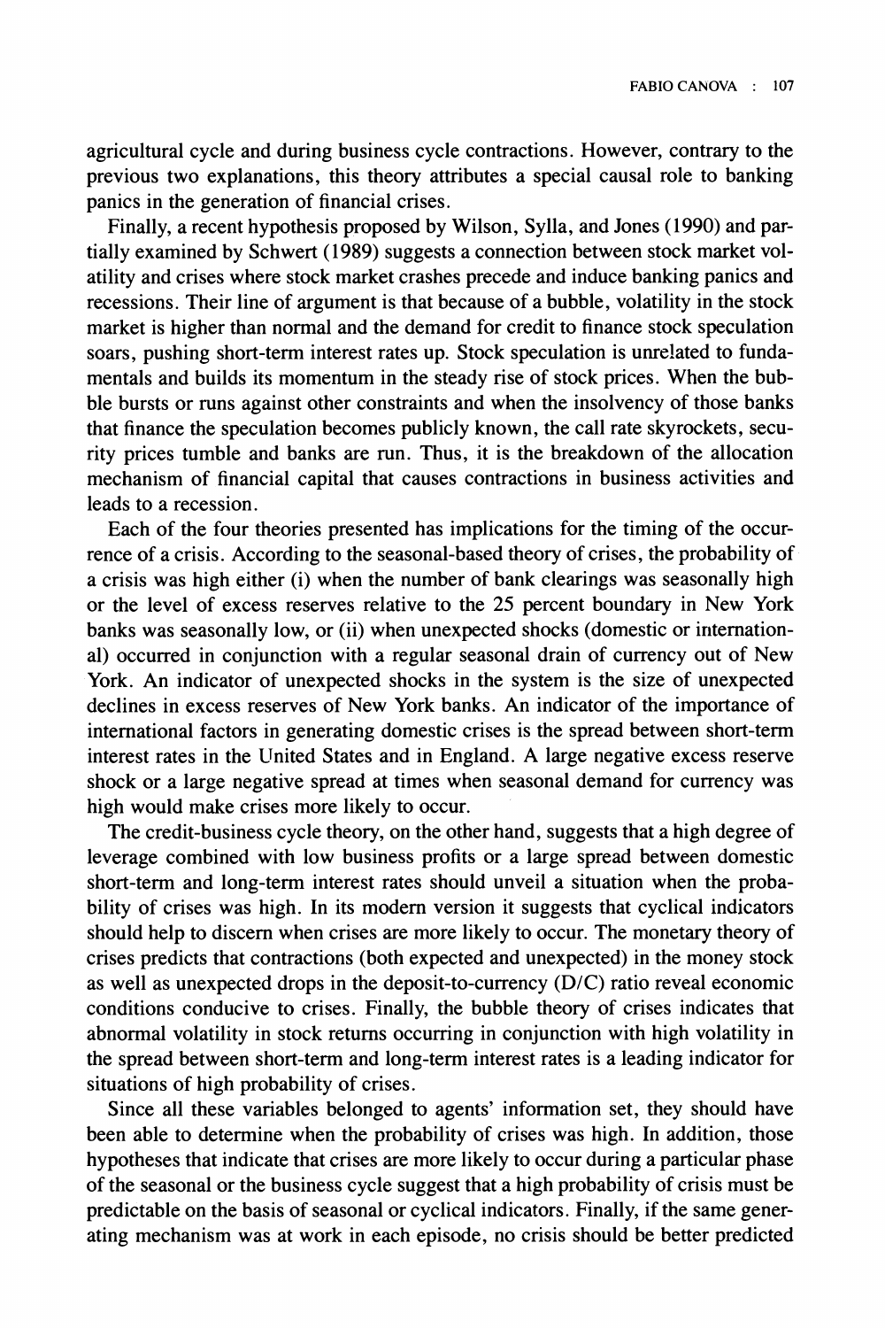agricultural cycle and during business cycle contractions. However, contrary to the previous two explanations, this theory attributes a special causal role to banking panics in the generation of financial crises.

Finally, a recent hypothesis proposed by Wilson, Sylla, and Jones (1990) and partially examined by Schwert (1989) suggests a connection between stock market volatility and crises where stock market crashes precede and induce banking panics and recessions. Their line of argument is that because of a bubble, volatility in the stock market is higher than normal and the demand for credit to finance stock speculation soars, pushing short-term interest rates up. Stock speculation is unrelated to fundamentals and builds its momentum in the steady rise of stock prices. When the bubble bursts or runs against other constraints and when the insolvency of those banks that finance the speculation becomes publicly known, the call rate skyrockets, security prices tumble and banks are run. Thus, it is the breakdown of the allocation mechanism of financial capital that causes contractions in business activities and leads to a recession.

Each of the four theories presented has implications for the timing of the occurrence of a crisis. According to the seasonal-based theory of crises, the probability of a crisis was high either (i) when the number of bank clearings was seasonally high or the level of excess reserves relative to the 25 percent boundary in New York banks was seasonally low, or (ii) when unexpected shocks (domestic or international) occurred in conjunction with a regular seasonal drain of currency out of New York. An indicator of unexpected shocks in the system is the size of unexpected declines in excess reserves of New York banks. An indicator of the importance of international factors in generating domestic crises is the spread between short-term interest rates in the United States and in England. A large negative excess reserve shock or a large negative spread at times when seasonal demand for currency was high would make crises more likely to occur.

The credit-business cycle theory, on the other hand, suggests that a high degree of leverage combined with low business profits or a large spread between domestic short-term and long-term interest rates should unveil a situation when the probability of crises was high. In its modern version it suggests that cyclical indicators should help to discern when crises are more likely to occur. The monetary theory of crises predicts that contractions (both expected and unexpected) in the money stock as well as unexpected drops in the deposit-to-currency (D/C) ratio reveal economic conditions conducive to crises. Finally, the bubble theory of crises indicates that abnormal volatility in stock returns occurring in conjunction with high volatility in the spread between short-term and long-term interest rates is a leading indicator for situations of high probability of crises.

Since all these variables belonged to agents' information set, they should have been able to determine when the probability of crises was high. In addition, those hypotheses that indicate that crises are more likely to occur during a particular phase of the seasonal or the business cycle suggest that a high probability of crisis must be predictable on the basis of seasonal or cyclical indicators. Finally, if the same generating mechanism was at work in each episode, no crisis should be better predicted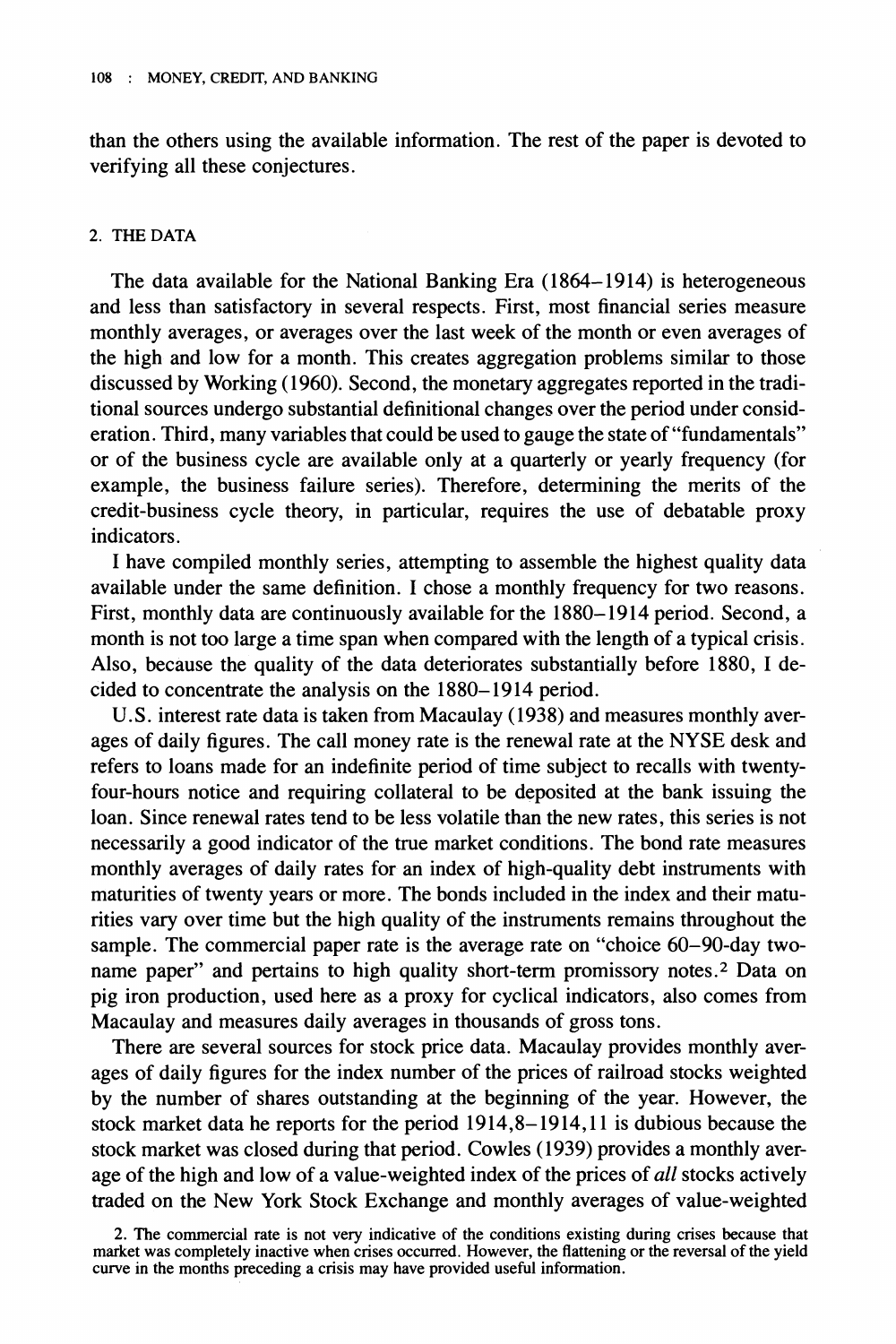than the others using the available information. The rest of the paper is devoted to verifying all these conjectures.

## 2. THE DATA

The data available for the National Banking Era (1864–1914) is heterogeneous and less than satisfactory in several respects. First, most financial series measure monthly averages, or averages over the last week of the month or even averages of the high and low for a month. This creates aggregation problems similar to those discussed by Working (1960). Second, the monetary aggregates reported in the traditional sources undergo substantial definitional changes over the period under consideration. Third, many variables that could be used to gauge the state of "fundamentals" or of the business cycle are available only at a quarterly or yearly frequency (for example, the business failure series). Therefore, determining the merits of the credit-business cycle theory, in particular, requires the use of debatable proxy indicators.

I have compiled monthly series, attempting to assemble the highest quality data available under the same definition. I chose a monthly frequency for two reasons. First, monthly data are continuously available for the 1880–1914 period. Second, a month is not too large a time span when compared with the length of a typical crisis. Also, because the quality of the data deteriorates substantially before 1880, I decided to concentrate the analysis on the 1880–1914 period.

U.S. interest rate data is taken from Macaulay (1938) and measures monthly averages of daily figures. The call money rate is the renewal rate at the NYSE desk and refers to loans made for an indefinite period of time subject to recalls with twenty-four-hours notice and requiring collateral to be deposited at the bank issuing the loan. Since renewal rates tend to be less volatile than the new rates, this series is not necessarily a good indicator of the true market conditions. The bond rate measures monthly averages of daily rates for an index of high-quality debt instruments with maturities of twenty years or more. The bonds included in the index and their maturities vary over time but the high quality of the instruments remains throughout the sample. The commercial paper rate is the average rate on "choice 60–90-day two-name paper" and pertains to high quality short-term promissory notes.[2] Data on pig iron production, used here as a proxy for cyclical indicators, also comes from Macaulay and measures daily averages in thousands of gross tons.

There are several sources for stock price data. Macaulay provides monthly averages of daily figures for the index number of the prices of railroad stocks weighted by the number of shares outstanding at the beginning of the year. However, the stock market data he reports for the period 1914,8–1914,11 is dubious because the stock market was closed during that period. Cowles (1939) provides a monthly average of the high and low of a value-weighted index of the prices of *all* stocks actively traded on the New York Stock Exchange and monthly averages of value-weighted

2. The commercial rate is not very indicative of the conditions existing during crises because that market was completely inactive when crises occurred. However, the flattening or the reversal of the yield curve in the months preceding a crisis may have provided useful information.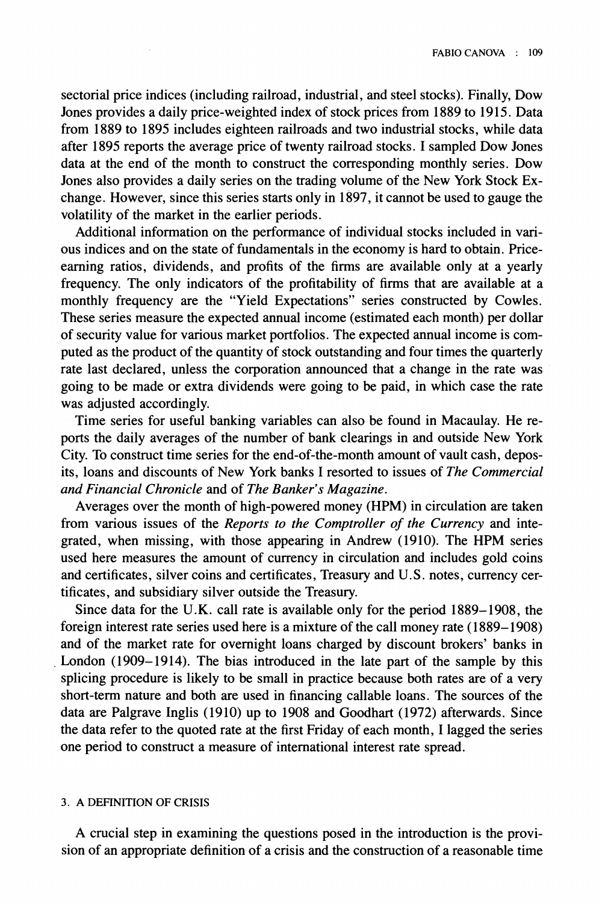sectorial price indices (including railroad, industrial, and steel stocks). Finally, Dow Jones provides a daily price-weighted index of stock prices from 1889 to 1915. Data from 1889 to 1895 includes eighteen railroads and two industrial stocks, while data after 1895 reports the average price of twenty railroad stocks. I sampled Dow Jones data at the end of the month to construct the corresponding monthly series. Dow Jones also provides a daily series on the trading volume of the New York Stock Exchange. However, since this series starts only in 1897, it cannot be used to gauge the volatility of the market in the earlier periods.

Additional information on the performance of individual stocks included in various indices and on the state of fundamentals in the economy is hard to obtain. Price-earning ratios, dividends, and profits of the firms are available only at a yearly frequency. The only indicators of the profitability of firms that are available at a monthly frequency are the "Yield Expectations" series constructed by Cowles. These series measure the expected annual income (estimated each month) per dollar of security value for various market portfolios. The expected annual income is computed as the product of the quantity of stock outstanding and four times the quarterly rate last declared, unless the corporation announced that a change in the rate was going to be made or extra dividends were going to be paid, in which case the rate was adjusted accordingly.

Time series for useful banking variables can also be found in Macaulay. He reports the daily averages of the number of bank clearings in and outside New York City. To construct time series for the end-of-the-month amount of vault cash, deposits, loans and discounts of New York banks I resorted to issues of *The Commercial and Financial Chronicle* and of *The Banker's Magazine*.

Averages over the month of high-powered money (HPM) in circulation are taken from various issues of the *Reports to the Comptroller of the Currency* and integrated, when missing, with those appearing in Andrew (1910). The HPM series used here measures the amount of currency in circulation and includes gold coins and certificates, silver coins and certificates, Treasury and U.S. notes, currency certificates, and subsidiary silver outside the Treasury.

Since data for the U.K. call rate is available only for the period 1889–1908, the foreign interest rate series used here is a mixture of the call money rate (1889–1908) and of the market rate for overnight loans charged by discount brokers' banks in London (1909–1914). The bias introduced in the late part of the sample by this splicing procedure is likely to be small in practice because both rates are of a very short-term nature and both are used in financing callable loans. The sources of the data are Palgrave Inglis (1910) up to 1908 and Goodhart (1972) afterwards. Since the data refer to the quoted rate at the first Friday of each month, I lagged the series one period to construct a measure of international interest rate spread.

## 3. A DEFINITION OF CRISIS

A crucial step in examining the questions posed in the introduction is the provision of an appropriate definition of a crisis and the construction of a reasonable time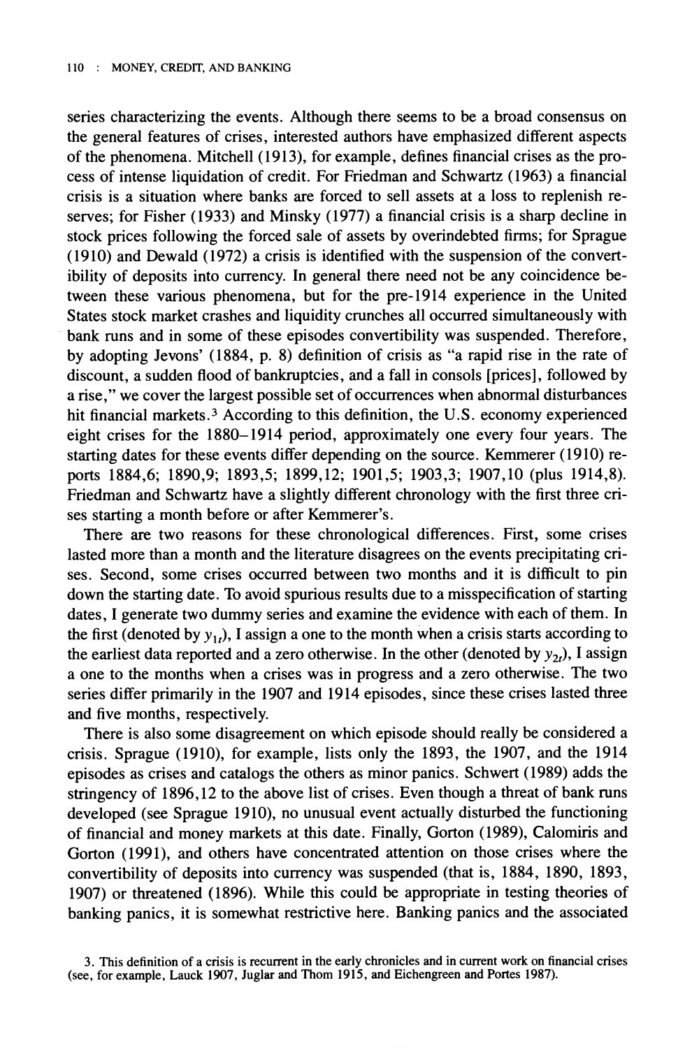series characterizing the events. Although there seems to be a broad consensus on the general features of crises, interested authors have emphasized different aspects of the phenomena. Mitchell (1913), for example, defines financial crises as the process of intense liquidation of credit. For Friedman and Schwartz (1963) a financial crisis is a situation where banks are forced to sell assets at a loss to replenish reserves; for Fisher (1933) and Minsky (1977) a financial crisis is a sharp decline in stock prices following the forced sale of assets by overindebted firms; for Sprague (1910) and Dewald (1972) a crisis is identified with the suspension of the convertibility of deposits into currency. In general there need not be any coincidence between these various phenomena, but for the pre-1914 experience in the United States stock market crashes and liquidity crunches all occurred simultaneously with bank runs and in some of these episodes convertibility was suspended. Therefore, by adopting Jevons' (1884, p. 8) definition of crisis as "a rapid rise in the rate of discount, a sudden flood of bankruptcies, and a fall in consols [prices], followed by a rise," we cover the largest possible set of occurrences when abnormal disturbances hit financial markets.[3] According to this definition, the U.S. economy experienced eight crises for the 1880–1914 period, approximately one every four years. The starting dates for these events differ depending on the source. Kemmerer (1910) reports 1884,6; 1890,9; 1893,5; 1899,12; 1901,5; 1903,3; 1907,10 (plus 1914,8). Friedman and Schwartz have a slightly different chronology with the first three crises starting a month before or after Kemmerer's.

There are two reasons for these chronological differences. First, some crises lasted more than a month and the literature disagrees on the events precipitating crises. Second, some crises occurred between two months and it is difficult to pin down the starting date. To avoid spurious results due to a misspecification of starting dates, I generate two dummy series and examine the evidence with each of them. In the first (denoted by $y_{1t}$), I assign a one to the month when a crisis starts according to the earliest data reported and a zero otherwise. In the other (denoted by $y_{2t}$), I assign a one to the months when a crises was in progress and a zero otherwise. The two series differ primarily in the 1907 and 1914 episodes, since these crises lasted three and five months, respectively.

There is also some disagreement on which episode should really be considered a crisis. Sprague (1910), for example, lists only the 1893, the 1907, and the 1914 episodes as crises and catalogs the others as minor panics. Schwert (1989) adds the stringency of 1896,12 to the above list of crises. Even though a threat of bank runs developed (see Sprague 1910), no unusual event actually disturbed the functioning of financial and money markets at this date. Finally, Gorton (1989), Calomiris and Gorton (1991), and others have concentrated attention on those crises where the convertibility of deposits into currency was suspended (that is, 1884, 1890, 1893, 1907) or threatened (1896). While this could be appropriate in testing theories of banking panics, it is somewhat restrictive here. Banking panics and the associated

3. This definition of a crisis is recurrent in the early chronicles and in current work on financial crises (see, for example, Lauck 1907, Juglar and Thom 1915, and Eichengreen and Portes 1987).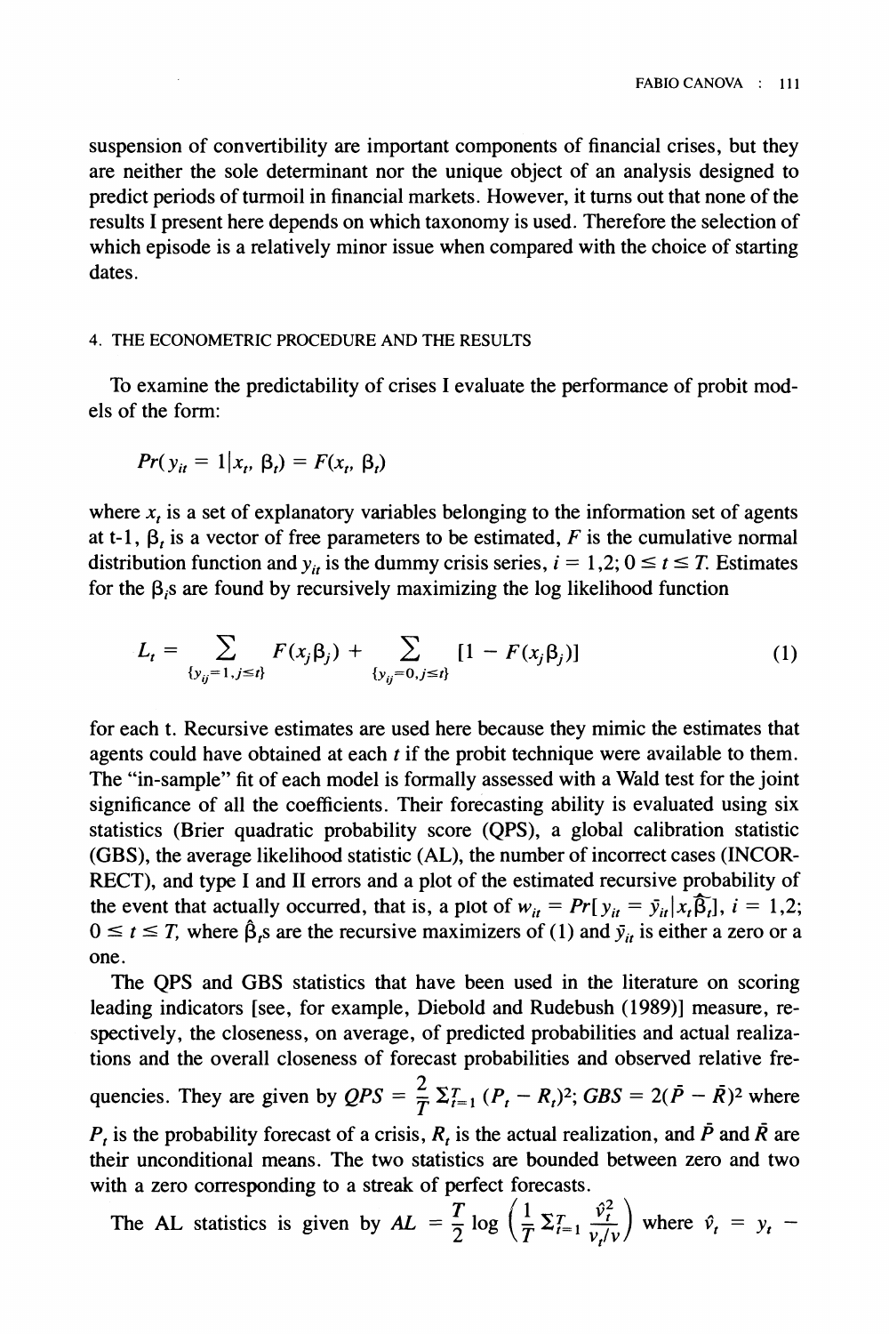suspension of convertibility are important components of financial crises, but they are neither the sole determinant nor the unique object of an analysis designed to predict periods of turmoil in financial markets. However, it turns out that none of the results I present here depends on which taxonomy is used. Therefore the selection of which episode is a relatively minor issue when compared with the choice of starting dates.

## 4. THE ECONOMETRIC PROCEDURE AND THE RESULTS

To examine the predictability of crises I evaluate the performance of probit models of the form:

$$Pr(y_{it} = 1|x_t, \beta_t) = F(x_t, \beta_t)$$

where $x_t$ is a set of explanatory variables belonging to the information set of agents at t-1, $\beta_t$ is a vector of free parameters to be estimated, $F$ is the cumulative normal distribution function and $y_{it}$ is the dummy crisis series, $i = 1,2; 0 \le t \le T$. Estimates for the $\beta_i$s are found by recursively maximizing the log likelihood function

$$L_t = \sum_{\{y_{ij}=1, j \le t\}} F(x_j \beta_j) + \sum_{\{y_{ij}=0, j \le t\}} [1 - F(x_j \beta_j)] \tag{1}$$

for each t. Recursive estimates are used here because they mimic the estimates that agents could have obtained at each $t$ if the probit technique were available to them. The "in-sample" fit of each model is formally assessed with a Wald test for the joint significance of all the coefficients. Their forecasting ability is evaluated using six statistics (Brier quadratic probability score (QPS), a global calibration statistic (GBS), the average likelihood statistic (AL), the number of incorrect cases (INCORRECT), and type I and II errors and a plot of the estimated recursive probability of the event that actually occurred, that is, a plot of $w_{it} = Pr[y_{it} = \bar{y}_{it}|x_t\hat{\beta}_t]$, $i = 1,2$; $0 \le t \le T$, where $\hat{\beta}_t$s are the recursive maximizers of (1) and $\bar{y}_{it}$ is either a zero or a one.

The QPS and GBS statistics that have been used in the literature on scoring leading indicators [see, for example, Diebold and Rudebush (1989)] measure, respectively, the closeness, on average, of predicted probabilities and actual realizations and the overall closeness of forecast probabilities and observed relative frequencies. They are given by $QPS = \frac{2}{T} \Sigma_{t=1}^{T} (P_t - R_t)^2$; $GBS = 2(\bar{P} - \bar{R})^2$ where $P_t$ is the probability forecast of a crisis, $R_t$ is the actual realization, and $\bar{P}$ and $\bar{R}$ are their unconditional means. The two statistics are bounded between zero and two with a zero corresponding to a streak of perfect forecasts.

The AL statistics is given by $AL = \frac{T}{2} \log \left( \frac{1}{T} \Sigma_{t=1}^{T} \frac{\hat{v}_t^2}{v_t / v} \right)$ where $\hat{v}_t = y_t -$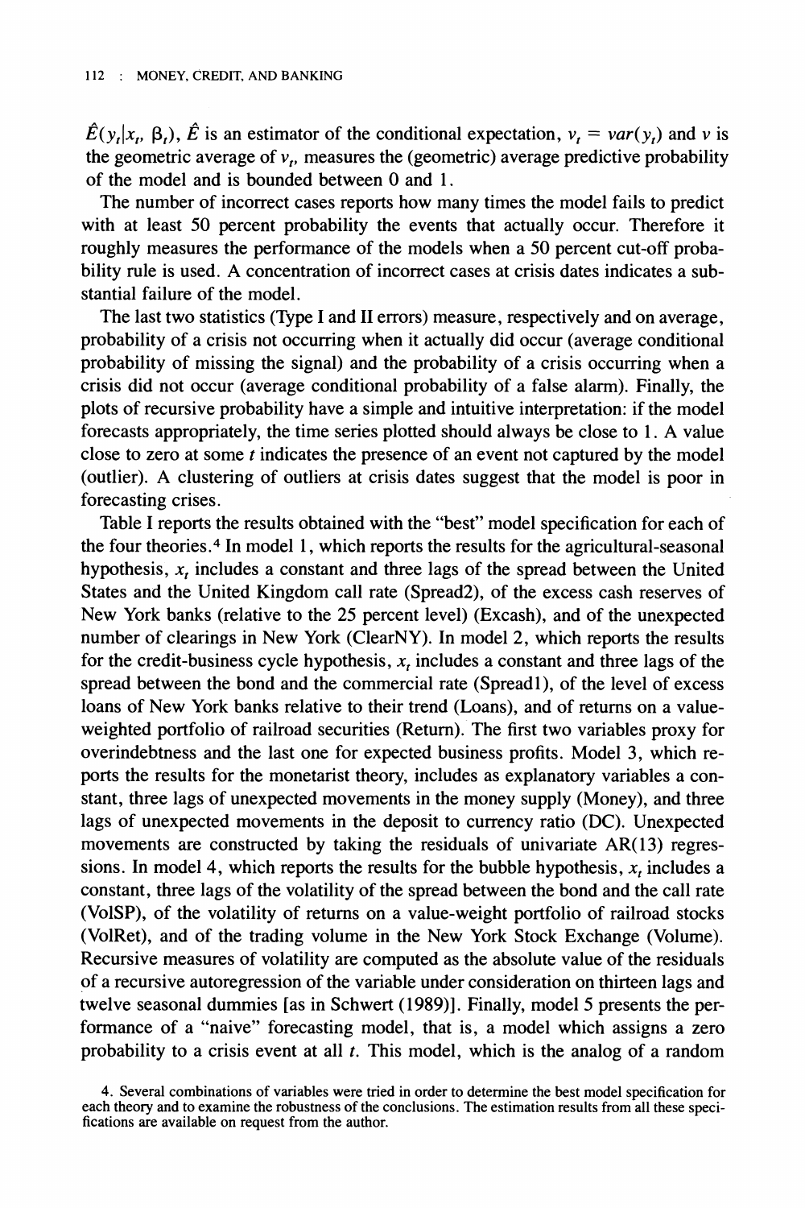$\hat{E}(y_t|x_t, \beta_t)$, $\hat{E}$ is an estimator of the conditional expectation, $v_t = var(y_t)$ and $v$ is the geometric average of $v_t$, measures the (geometric) average predictive probability of the model and is bounded between 0 and 1.

The number of incorrect cases reports how many times the model fails to predict with at least 50 percent probability the events that actually occur. Therefore it roughly measures the performance of the models when a 50 percent cut-off probability rule is used. A concentration of incorrect cases at crisis dates indicates a substantial failure of the model.

The last two statistics (Type I and II errors) measure, respectively and on average, probability of a crisis not occurring when it actually did occur (average conditional probability of missing the signal) and the probability of a crisis occurring when a crisis did not occur (average conditional probability of a false alarm). Finally, the plots of recursive probability have a simple and intuitive interpretation: if the model forecasts appropriately, the time series plotted should always be close to 1. A value close to zero at some $t$ indicates the presence of an event not captured by the model (outlier). A clustering of outliers at crisis dates suggest that the model is poor in forecasting crises.

Table I reports the results obtained with the "best" model specification for each of the four theories.[4] In model 1, which reports the results for the agricultural-seasonal hypothesis, $x_t$ includes a constant and three lags of the spread between the United States and the United Kingdom call rate (Spread2), of the excess cash reserves of New York banks (relative to the 25 percent level) (Excash), and of the unexpected number of clearings in New York (ClearNY). In model 2, which reports the results for the credit-business cycle hypothesis, $x_t$ includes a constant and three lags of the spread between the bond and the commercial rate (Spread1), of the level of excess loans of New York banks relative to their trend (Loans), and of returns on a value-weighted portfolio of railroad securities (Return). The first two variables proxy for overindebtness and the last one for expected business profits. Model 3, which reports the results for the monetarist theory, includes as explanatory variables a constant, three lags of unexpected movements in the money supply (Money), and three lags of unexpected movements in the deposit to currency ratio (DC). Unexpected movements are constructed by taking the residuals of univariate AR(13) regressions. In model 4, which reports the results for the bubble hypothesis, $x_t$ includes a constant, three lags of the volatility of the spread between the bond and the call rate (VolSP), of the volatility of returns on a value-weight portfolio of railroad stocks (VolRet), and of the trading volume in the New York Stock Exchange (Volume). Recursive measures of volatility are computed as the absolute value of the residuals of a recursive autoregression of the variable under consideration on thirteen lags and twelve seasonal dummies [as in Schwert (1989)]. Finally, model 5 presents the performance of a "naive" forecasting model, that is, a model which assigns a zero probability to a crisis event at all $t$. This model, which is the analog of a random

4. Several combinations of variables were tried in order to determine the best model specification for each theory and to examine the robustness of the conclusions. The estimation results from all these specifications are available on request from the author.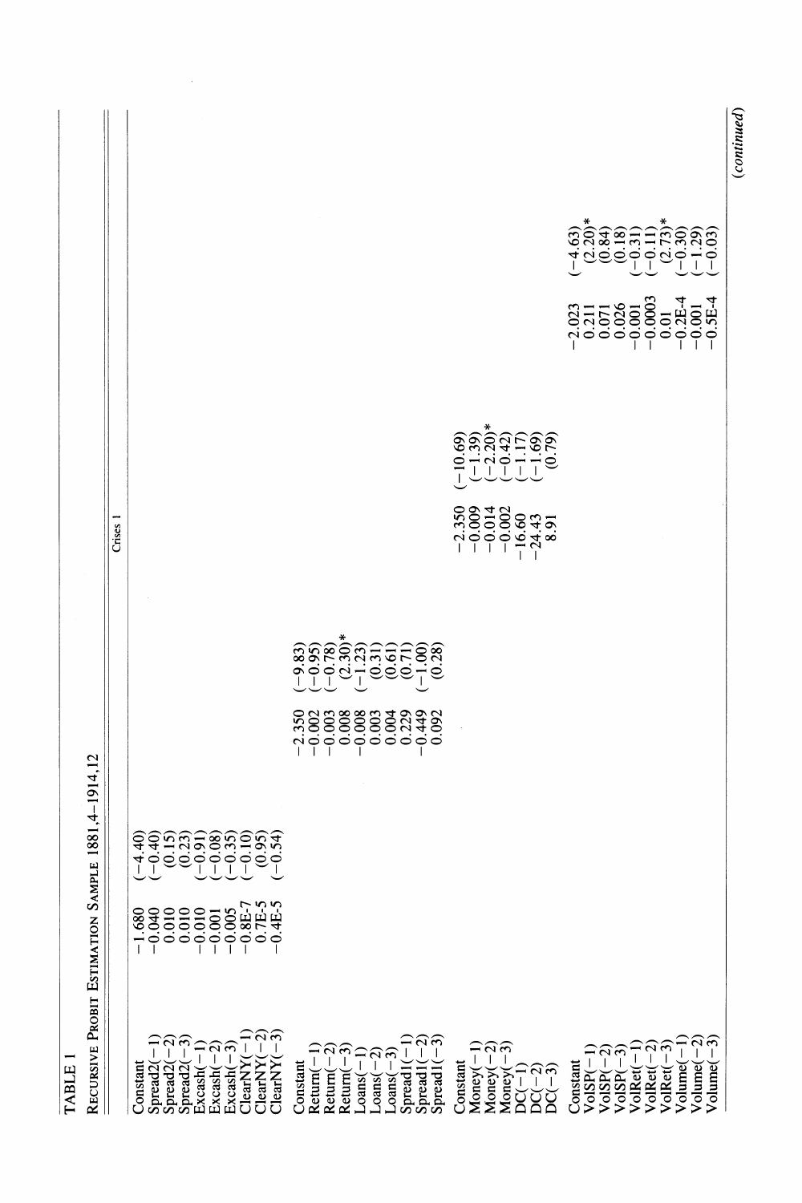TABLE 1

RECURSIVE PROBIT ESTIMATION SAMPLE 1881,4–1914,12

| | Crises 1 | | | | | | | |
|---|---|---|---|---|---|---|---|---|
| Constant | −1.680 | (−4.40) | | | | | | |
| Spread2(−1) | −0.040 | (−0.40) | | | | | | |
| Spread2(−2) | 0.010 | (0.15) | | | | | | |
| Spread2(−3) | 0.010 | (0.23) | | | | | | |
| Excash(−1) | −0.010 | (−0.91) | | | | | | |
| Excash(−2) | −0.001 | (−0.08) | | | | | | |
| Excash(−3) | −0.005 | (−0.35) | | | | | | |
| ClearNY(−1) | −0.8E-7 | (−0.10) | | | | | | |
| ClearNY(−2) | 0.7E-5 | (0.95) | | | | | | |
| ClearNY(−3) | −0.4E-5 | (−0.54) | | | | | | |
| Constant | | | −2.350 | (−9.83) | | | | |
| Return(−1) | | | −0.002 | (−0.95) | | | | |
| Return(−2) | | | −0.003 | (−0.78) | | | | |
| Return(−3) | | | 0.008 | (2.30)* | | | | |
| Loans(−1) | | | −0.008 | (−1.23) | | | | |
| Loans(−2) | | | 0.003 | (0.31) | | | | |
| Loans(−3) | | | 0.004 | (0.61) | | | | |
| Spread1(−1) | | | 0.229 | (0.71) | | | | |
| Spread1(−2) | | | −0.449 | (−1.00) | | | | |
| Spread1(−3) | | | 0.092 | (0.28) | | | | |
| Constant | | | | | −2.350 | (−10.69) | | |
| Money(−1) | | | | | −0.009 | (−1.39) | | |
| Money(−2) | | | | | −0.014 | (−2.20)* | | |
| Money(−3) | | | | | −0.002 | (−0.42) | | |
| DC(−1) | | | | | −16.60 | (−1.17) | | |
| DC(−2) | | | | | −24.43 | (−1.69) | | |
| DC(−3) | | | | | 8.91 | (0.79) | | |
| Constant | | | | | | | −2.023 | (−4.63) |
| VolSP(−1) | | | | | | | 0.211 | (2.20)* |
| VolSP(−2) | | | | | | | 0.071 | (0.84) |
| VolSP(−3) | | | | | | | 0.026 | (0.18) |
| VolRet(−1) | | | | | | | −0.001 | (−0.31) |
| VolRet(−2) | | | | | | | −0.0003 | (−0.11) |
| VolRet(−3) | | | | | | | 0.01 | (2.73)* |
| Volume(−1) | | | | | | | −0.2E-4 | (−0.30) |
| Volume(−2) | | | | | | | −0.001 | (−1.29) |
| Volume(−3) | | | | | | | −0.5E-4 | (−0.03) |

(continued)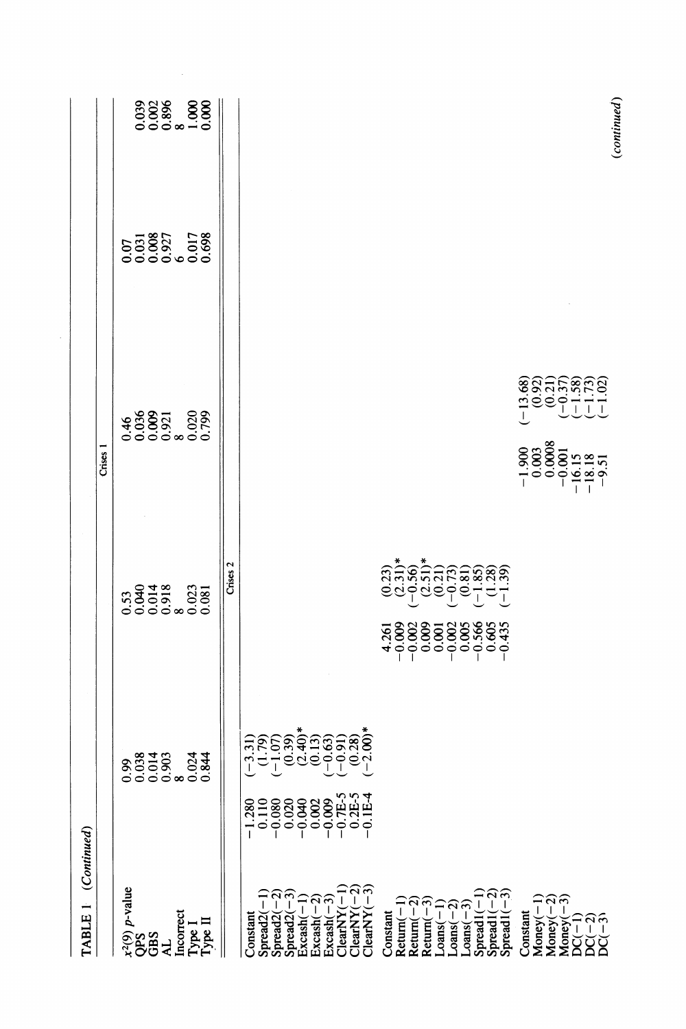TABLE 1 (*Continued*)

| | | | Crises 1 | | |
|---|---|---|---|---|---|
| $x^2(9)$ p-value | 0.99 | 0.53 | 0.46 | 0.07 | |
| QPS | 0.038 | 0.040 | 0.036 | 0.031 | 0.039 |
| GBS | 0.014 | 0.014 | 0.009 | 0.008 | 0.002 |
| AL | 0.903 | 0.918 | 0.921 | 0.927 | 0.896 |
| Incorrect | 8 | 8 | 8 | 6 | 8 |
| Type I | 0.024 | 0.023 | 0.020 | 0.017 | 1.000 |
| Type II | 0.844 | 0.081 | 0.799 | 0.698 | 0.000 |
| | | Crises 2 | | | |
| Constant | −1.280 (−3.31) | | | | |
| Spread2(−1) | 0.110 (1.79) | | | | |
| Spread2(−2) | −0.080 (−1.07) | | | | |
| Spread2(−3) | 0.020 (0.39) | | | | |
| Excash(−1) | −0.040 (2.40)* | | | | |
| Excash(−2) | 0.002 (0.13) | | | | |
| Excash(−3) | −0.009 (−0.63) | | | | |
| ClearNY(−1) | −0.7E-5 (−0.91) | | | | |
| ClearNY(−2) | 0.2E-5 (0.28) | | | | |
| ClearNY(−3) | −0.1E-4 (−2.00)* | | | | |
| Constant | | 4.261 (0.23) | | | |
| Return(−1) | | −0.009 (2.31)* | | | |
| Return(−2) | | −0.002 (−0.56) | | | |
| Return(−3) | | 0.009 (2.51)* | | | |
| Loans(−1) | | 0.001 (0.21) | | | |
| Loans(−2) | | −0.002 (−0.73) | | | |
| Loans(−3) | | 0.005 (0.81) | | | |
| Spread1(−1) | | −0.566 (−1.85) | | | |
| Spread1(−2) | | 0.605 (1.28) | | | |
| Spread1(−3) | | −0.435 (−1.39) | | | |
| Constant | | | −1.900 (−13.68) | | |
| Money(−1) | | | 0.003 (0.92) | | |
| Money(−2) | | | 0.0008 (0.21) | | |
| Money(−3) | | | −0.001 (−0.37) | | |
| DC(−1) | | | −16.15 (−1.58) | | |
| DC(−2) | | | −18.18 (−1.73) | | |
| DC(−3) | | | −9.51 (−1.02) | | |

(*continued*)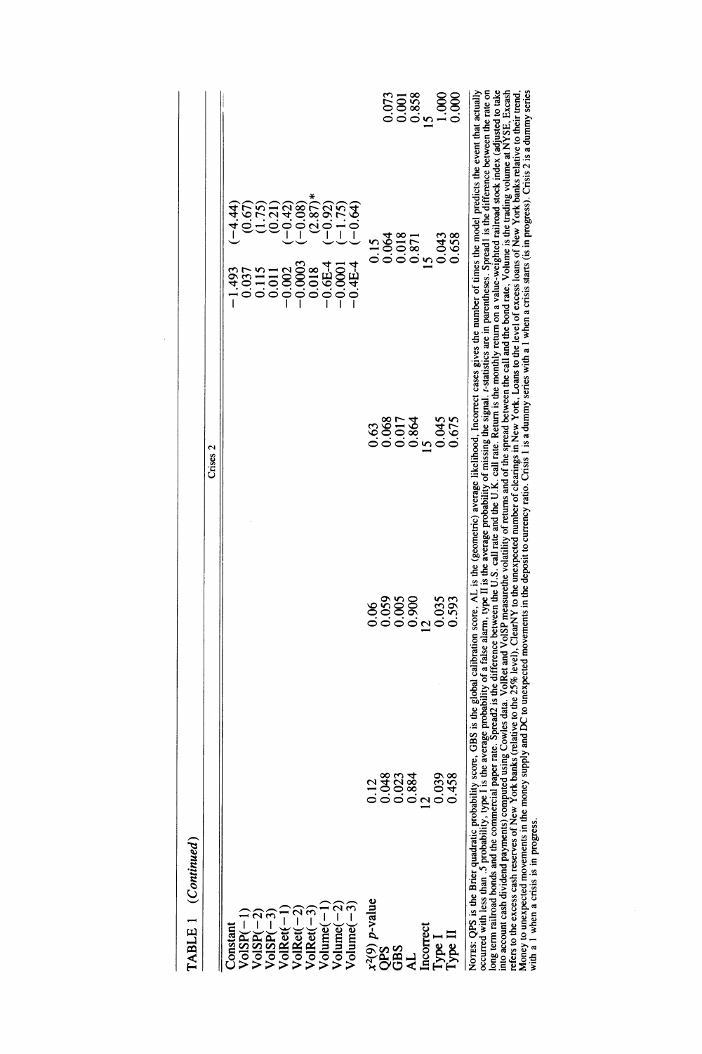TABLE 1 (*Continued*)

| | | | Crises 2 | | | |
|---|---|---|---|---|---|---|
| Constant | | | | −1.493 | (−4.44) | |
| VolSP(−1) | | | | 0.037 | (0.67) | |
| VolSP(−2) | | | | 0.115 | (1.75) | |
| VolSP(−3) | | | | 0.011 | (0.21) | |
| VolRet(−1) | | | | −0.002 | (−0.42) | |
| VolRet(−2) | | | | −0.0003 | (−0.08) | |
| VolRet(−3) | | | | 0.018 | (2.87)* | |
| Volume(−1) | | | | −0.6E-4 | (−0.92) | |
| Volume(−2) | | | | −0.0001 | (−1.75) | |
| Volume(−3) | | | | −0.4E-4 | (−0.64) | |
| $x^2(9)$ *p*-value | 0.12 | 0.06 | 0.63 | 0.15 | | |
| QPS | 0.048 | 0.059 | 0.068 | 0.064 | | 0.073 |
| GBS | 0.023 | 0.005 | 0.017 | 0.018 | | 0.001 |
| AL | 0.884 | 0.900 | 0.864 | 0.871 | | 0.858 |
| Incorrect | 12 | 12 | 15 | 15 | | 15 |
| Type I | 0.039 | 0.035 | 0.045 | 0.043 | | 1.000 |
| Type II | 0.458 | 0.593 | 0.675 | 0.658 | | 0.000 |

NOTES: QPS is the Brier quadratic probability score, GBS is the global calibration score, AL is the (geometric) average likelihood, Incorrect cases gives the number of times the model predicts the event that actually occurred with less than .5 probability, type I is the average probability of a false alarm, type II is the average probability of missing the signal. *t*-statistics are in parentheses. Spread1 is the difference between the rate on long term railroad bonds and the commercial paper rate. Spread2 is the difference between the U.S. call rate and the U.K. call rate. Return is the monthly return on a value-weighted railroad stock index (adjusted to take into account cash dividend payments) computed using Cowles data. VolRet and VolSP measurethe volatility of returns and of the spread between the call and the bond rate, Volume is the trading volume at NYSE, Excash refers to the excess cash reserves of New York banks (relative to the 25% level), ClearNY to the unexpected number of clearings in New York, Loans to the level of excess loans of New York banks relative to their trend. Money to unexpected movements in the money supply and DC to unexpected movements in the deposit to currency ratio. Crisis 1 is a dummy series with a 1 when a crisis starts (is in progress). Crisis 2 is a dummy series with a 1 when a crisis is in progress.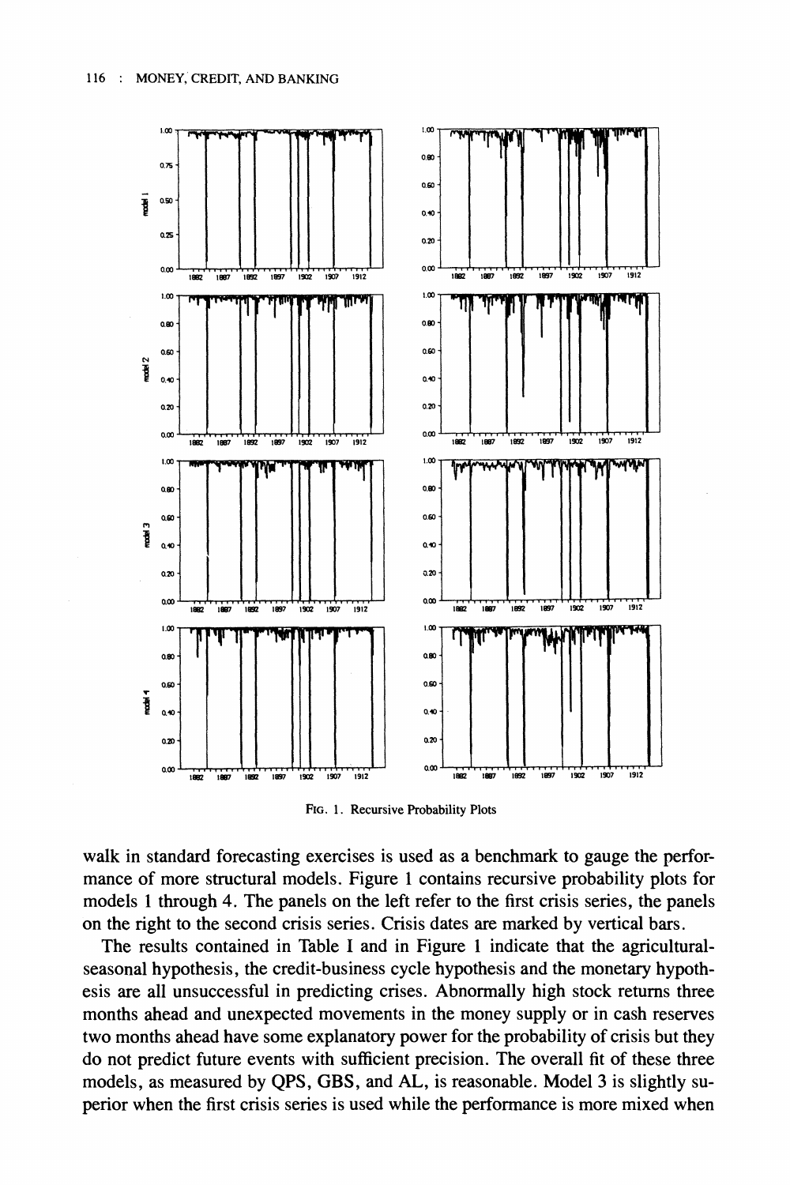FIG. 1. Recursive Probability Plots

walk in standard forecasting exercises is used as a benchmark to gauge the performance of more structural models. Figure 1 contains recursive probability plots for models 1 through 4. The panels on the left refer to the first crisis series, the panels on the right to the second crisis series. Crisis dates are marked by vertical bars.

The results contained in Table I and in Figure 1 indicate that the agricultural-seasonal hypothesis, the credit-business cycle hypothesis and the monetary hypothesis are all unsuccessful in predicting crises. Abnormally high stock returns three months ahead and unexpected movements in the money supply or in cash reserves two months ahead have some explanatory power for the probability of crisis but they do not predict future events with sufficient precision. The overall fit of these three models, as measured by QPS, GBS, and AL, is reasonable. Model 3 is slightly superior when the first crisis series is used while the performance is more mixed when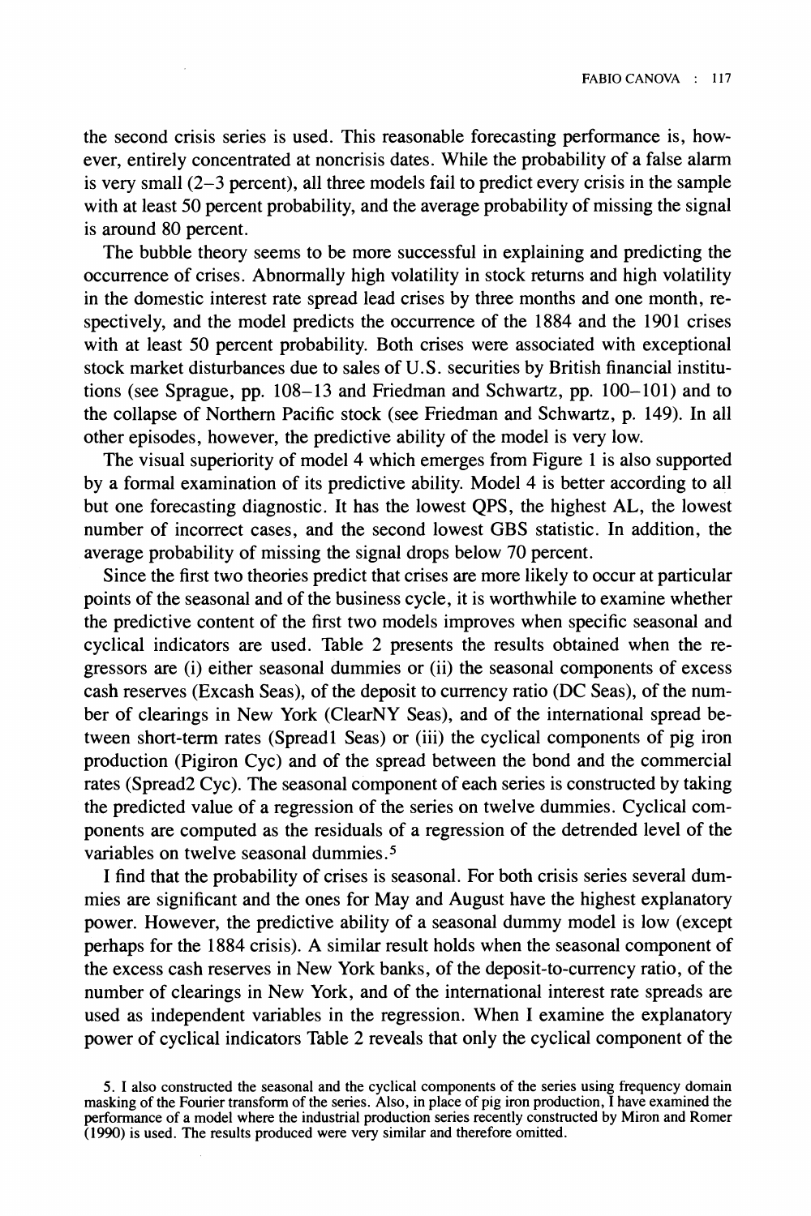the second crisis series is used. This reasonable forecasting performance is, however, entirely concentrated at noncrisis dates. While the probability of a false alarm is very small (2–3 percent), all three models fail to predict every crisis in the sample with at least 50 percent probability, and the average probability of missing the signal is around 80 percent.

The bubble theory seems to be more successful in explaining and predicting the occurrence of crises. Abnormally high volatility in stock returns and high volatility in the domestic interest rate spread lead crises by three months and one month, respectively, and the model predicts the occurrence of the 1884 and the 1901 crises with at least 50 percent probability. Both crises were associated with exceptional stock market disturbances due to sales of U.S. securities by British financial institutions (see Sprague, pp. 108–13 and Friedman and Schwartz, pp. 100–101) and to the collapse of Northern Pacific stock (see Friedman and Schwartz, p. 149). In all other episodes, however, the predictive ability of the model is very low.

The visual superiority of model 4 which emerges from Figure 1 is also supported by a formal examination of its predictive ability. Model 4 is better according to all but one forecasting diagnostic. It has the lowest QPS, the highest AL, the lowest number of incorrect cases, and the second lowest GBS statistic. In addition, the average probability of missing the signal drops below 70 percent.

Since the first two theories predict that crises are more likely to occur at particular points of the seasonal and of the business cycle, it is worthwhile to examine whether the predictive content of the first two models improves when specific seasonal and cyclical indicators are used. Table 2 presents the results obtained when the regressors are (i) either seasonal dummies or (ii) the seasonal components of excess cash reserves (Excash Seas), of the deposit to currency ratio (DC Seas), of the number of clearings in New York (ClearNY Seas), and of the international spread between short-term rates (Spread1 Seas) or (iii) the cyclical components of pig iron production (Pigiron Cyc) and of the spread between the bond and the commercial rates (Spread2 Cyc). The seasonal component of each series is constructed by taking the predicted value of a regression of the series on twelve dummies. Cyclical components are computed as the residuals of a regression of the detrended level of the variables on twelve seasonal dummies.[5]

I find that the probability of crises is seasonal. For both crisis series several dummies are significant and the ones for May and August have the highest explanatory power. However, the predictive ability of a seasonal dummy model is low (except perhaps for the 1884 crisis). A similar result holds when the seasonal component of the excess cash reserves in New York banks, of the deposit-to-currency ratio, of the number of clearings in New York, and of the international interest rate spreads are used as independent variables in the regression. When I examine the explanatory power of cyclical indicators Table 2 reveals that only the cyclical component of the

5. I also constructed the seasonal and the cyclical components of the series using frequency domain masking of the Fourier transform of the series. Also, in place of pig iron production, I have examined the performance of a model where the industrial production series recently constructed by Miron and Romer (1990) is used. The results produced were very similar and therefore omitted.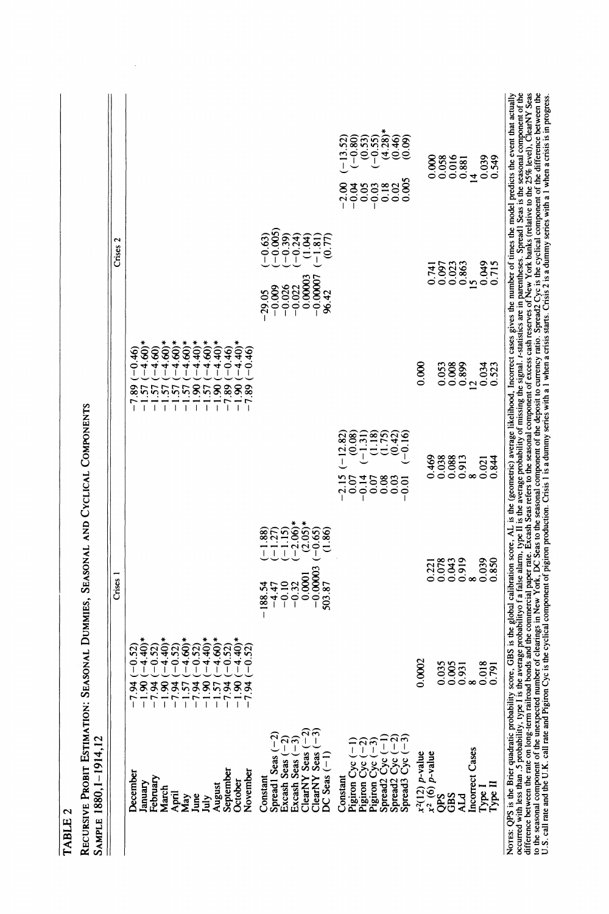**TABLE 2**

**RECURSIVE PROBIT ESTIMATION: SEASONAL DUMMIES, SEASONAL AND CYCLICAL COMPONENTS**

**SAMPLE 1880,1–1914,12**

| | Crises 1 | | | Crises 2 | | |
|---|---|---|---|---|---|---|
| December | −7.94 (−0.52) | | | −7.89 (−0.46) | | |
| January | −1.90 (−4.40)* | | | −1.57 (−4.60)* | | |
| February | −7.94 (−0.52) | | | −1.57 (−4.60) | | |
| March | −1.90 (−4.40)* | | | −1.57 (−4.60)* | | |
| April | −7.94 (−0.52) | | | −1.57 (−4.60)* | | |
| May | −1.57 (−4.60)* | | | −1.57 (−4.60)* | | |
| June | −7.94 (−0.52) | | | −1.90 (−4.40)* | | |
| July | −1.90 (−4.40)* | | | −1.57 (−4.60)* | | |
| August | −1.57 (−4.60)* | | | −1.90 (−4.40)* | | |
| September | −7.94 (−0.52) | | | −7.89 (−0.46) | | |
| October | −1.90 (−4.40)* | | | −1.90 (−4.40)* | | |
| November | −7.94 (−0.52) | | | −7.89 (−0.46) | | |
| Constant | | −188.54 (−1.88) | | | −29.05 (−0.63) | |
| Spread1 Seas (−2) | | −4.47 (−1.27) | | | −0.009 (−0.005) | |
| Excash Seas (−2) | | −0.10 (−1.15) | | | −0.026 (−0.39) | |
| Excash Seas (−3) | | −0.32 (−2.06)* | | | −0.022 (−0.24) | |
| ClearNY Seas (−2) | | 0.0001 (2.05)* | | | 0.00003 (1.04) | |
| ClearNY Seas (−3) | | −0.00003 (−0.65) | | | −0.00007 (−1.81) | |
| DC Seas (−1) | | 503.87 (1.86) | | | 96.42 (0.77) | |
| Constant | | | −2.15 (−12.82) | | | −2.00 (−13.52) |
| Pigiron Cyc (−1) | | | 0.07 (0.08) | | | −0.04 (−0.80) |
| Pigiron Cyc (−2) | | | −0.14 (−1.31) | | | 0.05 (0.53) |
| Pigiron Cyc (−3) | | | 0.07 (1.18) | | | −0.03 (−0.55) |
| Spread2 Cyc (−1) | | | 0.08 (1.75) | | | 0.18 (4.28)* |
| Spread2 Cyc (−2) | | | 0.03 (0.42) | | | 0.02 (0.46) |
| Spread3 Cyc (−3) | | | −0.01 (−0.16) | | | 0.005 (0.09) |
| $x^2(12)$ $p$-value | 0.0002 | | | 0.000 | | |
| $x^2(6)$ $p$-value | | 0.221 | 0.469 | | 0.741 | 0.000 |
| QPS | 0.035 | 0.078 | 0.038 | 0.053 | 0.097 | 0.058 |
| GBS | 0.005 | 0.043 | 0.088 | 0.008 | 0.023 | 0.016 |
| AL | 0.931 | 0.919 | 0.913 | 0.899 | 0.863 | 0.881 |
| Incorrect Cases | 8 | 8 | 8 | 12 | 15 | 14 |
| Type I | 0.018 | 0.039 | 0.021 | 0.034 | 0.049 | 0.039 |
| Type II | 0.791 | 0.850 | 0.844 | 0.523 | 0.715 | 0.549 |

NOTES: QPS is the Brier quadratic probability score, GBS is the global calibration score, AL is the (geometric) average likelihood. Incorrect cases gives the number of times the model predicts the event that actually occurred with less than .5 probability, type I is the average probabilityo f a false alarm, type II is the average probability of missing the signal. $t$-statistics are in parentheses. Spread1 Seas is the seasonal component of the difference between the rate on long-term railroad bonds and the commercial paper rate. Excash Seas refers to the seasonal component of excess cash reserves of New York banks (relative to the 25% level). ClearNY Seas to the seasonal component of the unexpected number of clearings in New York, DC Seas to the seasonal component of the deposit to currency ratio. Spread2 Cyc is the cyclical component of the difference between the U.S. call rate and the U.K. call rate and Pigiron Cyc is the cyclical component of pigiron production. Crisis 1 is a dummy series with a 1 when a crisis starts. Crisis 2 is a dummy series with a 1 when a crisis is in progress.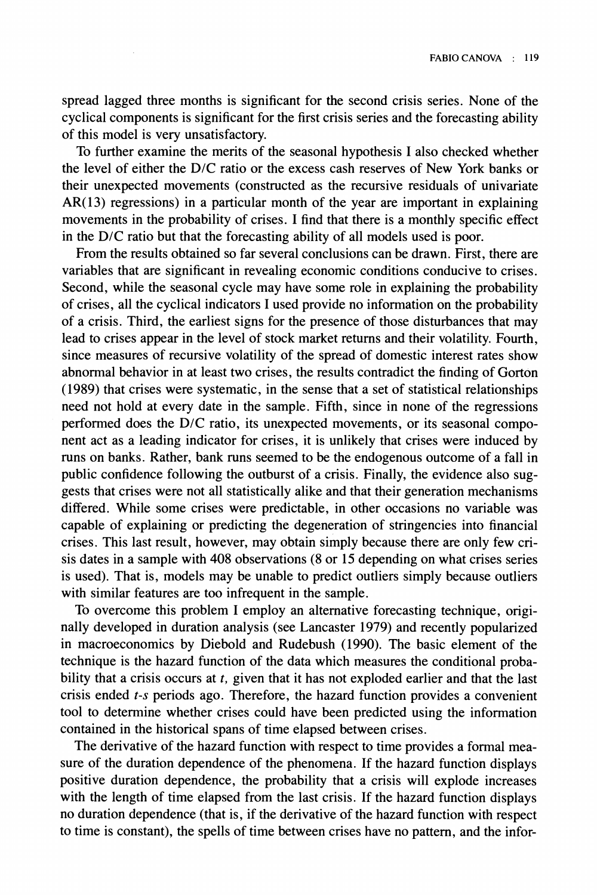spread lagged three months is significant for the second crisis series. None of the cyclical components is significant for the first crisis series and the forecasting ability of this model is very unsatisfactory.

To further examine the merits of the seasonal hypothesis I also checked whether the level of either the D/C ratio or the excess cash reserves of New York banks or their unexpected movements (constructed as the recursive residuals of univariate AR(13) regressions) in a particular month of the year are important in explaining movements in the probability of crises. I find that there is a monthly specific effect in the D/C ratio but that the forecasting ability of all models used is poor.

From the results obtained so far several conclusions can be drawn. First, there are variables that are significant in revealing economic conditions conducive to crises. Second, while the seasonal cycle may have some role in explaining the probability of crises, all the cyclical indicators I used provide no information on the probability of a crisis. Third, the earliest signs for the presence of those disturbances that may lead to crises appear in the level of stock market returns and their volatility. Fourth, since measures of recursive volatility of the spread of domestic interest rates show abnormal behavior in at least two crises, the results contradict the finding of Gorton (1989) that crises were systematic, in the sense that a set of statistical relationships need not hold at every date in the sample. Fifth, since in none of the regressions performed does the D/C ratio, its unexpected movements, or its seasonal component act as a leading indicator for crises, it is unlikely that crises were induced by runs on banks. Rather, bank runs seemed to be the endogenous outcome of a fall in public confidence following the outburst of a crisis. Finally, the evidence also suggests that crises were not all statistically alike and that their generation mechanisms differed. While some crises were predictable, in other occasions no variable was capable of explaining or predicting the degeneration of stringencies into financial crises. This last result, however, may obtain simply because there are only few crisis dates in a sample with 408 observations (8 or 15 depending on what crises series is used). That is, models may be unable to predict outliers simply because outliers with similar features are too infrequent in the sample.

To overcome this problem I employ an alternative forecasting technique, originally developed in duration analysis (see Lancaster 1979) and recently popularized in macroeconomics by Diebold and Rudebush (1990). The basic element of the technique is the hazard function of the data which measures the conditional probability that a crisis occurs at $t$, given that it has not exploded earlier and that the last crisis ended $t$-$s$ periods ago. Therefore, the hazard function provides a convenient tool to determine whether crises could have been predicted using the information contained in the historical spans of time elapsed between crises.

The derivative of the hazard function with respect to time provides a formal measure of the duration dependence of the phenomena. If the hazard function displays positive duration dependence, the probability that a crisis will explode increases with the length of time elapsed from the last crisis. If the hazard function displays no duration dependence (that is, if the derivative of the hazard function with respect to time is constant), the spells of time between crises have no pattern, and the infor-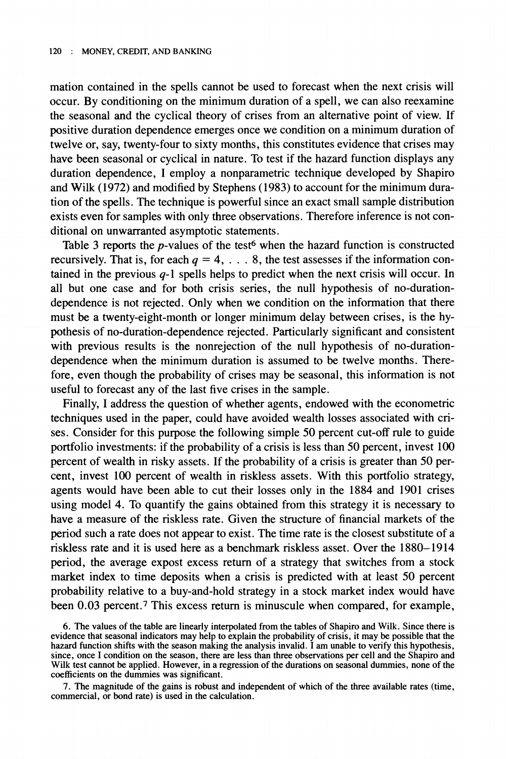mation contained in the spells cannot be used to forecast when the next crisis will occur. By conditioning on the minimum duration of a spell, we can also reexamine the seasonal and the cyclical theory of crises from an alternative point of view. If positive duration dependence emerges once we condition on a minimum duration of twelve or, say, twenty-four to sixty months, this constitutes evidence that crises may have been seasonal or cyclical in nature. To test if the hazard function displays any duration dependence, I employ a nonparametric technique developed by Shapiro and Wilk (1972) and modified by Stephens (1983) to account for the minimum duration of the spells. The technique is powerful since an exact small sample distribution exists even for samples with only three observations. Therefore inference is not conditional on unwarranted asymptotic statements.

Table 3 reports the $p$-values of the test[6] when the hazard function is constructed recursively. That is, for each $q = 4, \ldots 8$, the test assesses if the information contained in the previous $q$-1 spells helps to predict when the next crisis will occur. In all but one case and for both crisis series, the null hypothesis of no-duration-dependence is not rejected. Only when we condition on the information that there must be a twenty-eight-month or longer minimum delay between crises, is the hypothesis of no-duration-dependence rejected. Particularly significant and consistent with previous results is the nonrejection of the null hypothesis of no-duration-dependence when the minimum duration is assumed to be twelve months. Therefore, even though the probability of crises may be seasonal, this information is not useful to forecast any of the last five crises in the sample.

Finally, I address the question of whether agents, endowed with the econometric techniques used in the paper, could have avoided wealth losses associated with crises. Consider for this purpose the following simple 50 percent cut-off rule to guide portfolio investments: if the probability of a crisis is less than 50 percent, invest 100 percent of wealth in risky assets. If the probability of a crisis is greater than 50 percent, invest 100 percent of wealth in riskless assets. With this portfolio strategy, agents would have been able to cut their losses only in the 1884 and 1901 crises using model 4. To quantify the gains obtained from this strategy it is necessary to have a measure of the riskless rate. Given the structure of financial markets of the period such a rate does not appear to exist. The time rate is the closest substitute of a riskless rate and it is used here as a benchmark riskless asset. Over the 1880–1914 period, the average expost excess return of a strategy that switches from a stock market index to time deposits when a crisis is predicted with at least 50 percent probability relative to a buy-and-hold strategy in a stock market index would have been 0.03 percent.[7] This excess return is minuscule when compared, for example,

6. The values of the table are linearly interpolated from the tables of Shapiro and Wilk. Since there is evidence that seasonal indicators may help to explain the probability of crisis, it may be possible that the hazard function shifts with the season making the analysis invalid. I am unable to verify this hypothesis, since, once I condition on the season, there are less than three observations per cell and the Shapiro and Wilk test cannot be applied. However, in a regression of the durations on seasonal dummies, none of the coefficients on the dummies was significant.

7. The magnitude of the gains is robust and independent of which of the three available rates (time, commercial, or bond rate) is used in the calculation.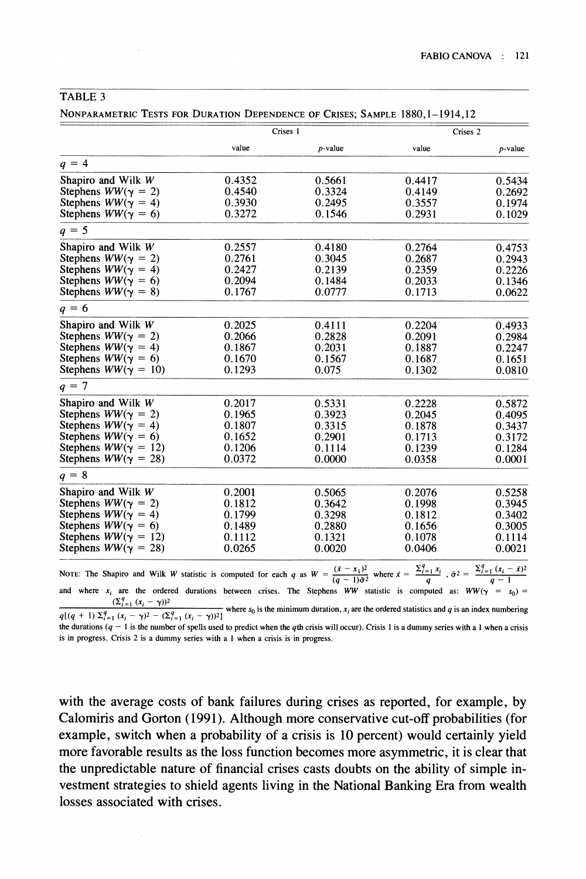TABLE 3

NONPARAMETRIC TESTS FOR DURATION DEPENDENCE OF CRISES; SAMPLE 1880,1–1914,12

| | Crises 1 | | Crises 2 | |
|---|---|---|---|---|
| | value | $p$-value | value | $p$-value |
| $q = 4$ | | | | |
| Shapiro and Wilk $W$ | 0.4352 | 0.5661 | 0.4417 | 0.5434 |
| Stephens $WW(\gamma = 2)$ | 0.4540 | 0.3324 | 0.4149 | 0.2692 |
| Stephens $WW(\gamma = 4)$ | 0.3930 | 0.2495 | 0.3557 | 0.1974 |
| Stephens $WW(\gamma = 6)$ | 0.3272 | 0.1546 | 0.2931 | 0.1029 |
| $q = 5$ | | | | |
| Shapiro and Wilk $W$ | 0.2557 | 0.4180 | 0.2764 | 0.4753 |
| Stephens $WW(\gamma = 2)$ | 0.2761 | 0.3045 | 0.2687 | 0.2943 |
| Stephens $WW(\gamma = 4)$ | 0.2427 | 0.2139 | 0.2359 | 0.2226 |
| Stephens $WW(\gamma = 6)$ | 0.2094 | 0.1484 | 0.2033 | 0.1346 |
| Stephens $WW(\gamma = 8)$ | 0.1767 | 0.0777 | 0.1713 | 0.0622 |
| $q = 6$ | | | | |
| Shapiro and Wilk $W$ | 0.2025 | 0.4111 | 0.2204 | 0.4933 |
| Stephens $WW(\gamma = 2)$ | 0.2066 | 0.2828 | 0.2091 | 0.2984 |
| Stephens $WW(\gamma = 4)$ | 0.1867 | 0.2031 | 0.1887 | 0.2247 |
| Stephens $WW(\gamma = 6)$ | 0.1670 | 0.1567 | 0.1687 | 0.1651 |
| Stephens $WW(\gamma = 10)$ | 0.1293 | 0.075 | 0.1302 | 0.0810 |
| $q = 7$ | | | | |
| Shapiro and Wilk $W$ | 0.2017 | 0.5331 | 0.2228 | 0.5872 |
| Stephens $WW(\gamma = 2)$ | 0.1965 | 0.3923 | 0.2045 | 0.4095 |
| Stephens $WW(\gamma = 4)$ | 0.1807 | 0.3315 | 0.1878 | 0.3437 |
| Stephens $WW(\gamma = 6)$ | 0.1652 | 0.2901 | 0.1713 | 0.3172 |
| Stephens $WW(\gamma = 12)$ | 0.1206 | 0.1114 | 0.1239 | 0.1284 |
| Stephens $WW(\gamma = 28)$ | 0.0372 | 0.0000 | 0.0358 | 0.0001 |
| $q = 8$ | | | | |
| Shapiro and Wilk $W$ | 0.2001 | 0.5065 | 0.2076 | 0.5258 |
| Stephens $WW(\gamma = 2)$ | 0.1812 | 0.3642 | 0.1998 | 0.3945 |
| Stephens $WW(\gamma = 4)$ | 0.1799 | 0.3298 | 0.1812 | 0.3402 |
| Stephens $WW(\gamma = 6)$ | 0.1489 | 0.2880 | 0.1656 | 0.3005 |
| Stephens $WW(\gamma = 12)$ | 0.1112 | 0.1321 | 0.1078 | 0.1114 |
| Stephens $WW(\gamma = 28)$ | 0.0265 | 0.0020 | 0.0406 | 0.0021 |

NOTE: The Shapiro and Wilk $W$ statistic is computed for each $q$ as $W = \frac{(\bar{x} - x_1)^2}{(q-1)\bar{\sigma}^2}$ where $\bar{x} = \frac{\sum_{i=1}^{q} x_i}{q}$, $\bar{\sigma}^2 = \frac{\sum_{i=1}^{q}(x_i - \bar{x})^2}{q-1}$ and where $x_i$ are the ordered durations between crises. The Stephens $WW$ statistic is computed as: $WW(\gamma = s_0) = \frac{(\sum_{i=1}^{q}(x_i - \gamma))^2}{q[(q+1)\sum_{i=1}^{q}(x_i - \gamma)^2 - (\sum_{i=1}^{q}(x_i - \gamma))^2]}$ where $s_0$ is the minimum duration, $x_i$ are the ordered statistics and $q$ is an index numbering the durations ($q - 1$ is the number of spells used to predict when the $q$th crisis will occur). Crisis 1 is a dummy series with a 1 when a crisis is in progress. Crisis 2 is a dummy series with a 1 when a crisis is in progress.

with the average costs of bank failures during crises as reported, for example, by Calomiris and Gorton (1991). Although more conservative cut-off probabilities (for example, switch when a probability of a crisis is 10 percent) would certainly yield more favorable results as the loss function becomes more asymmetric, it is clear that the unpredictable nature of financial crises casts doubts on the ability of simple investment strategies to shield agents living in the National Banking Era from wealth losses associated with crises.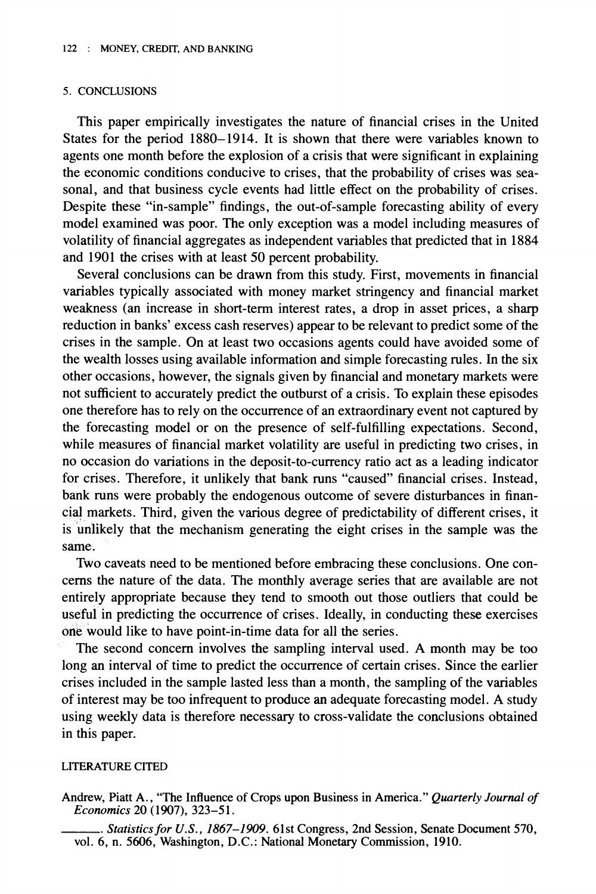## 5. CONCLUSIONS

This paper empirically investigates the nature of financial crises in the United States for the period 1880–1914. It is shown that there were variables known to agents one month before the explosion of a crisis that were significant in explaining the economic conditions conducive to crises, that the probability of crises was seasonal, and that business cycle events had little effect on the probability of crises. Despite these "in-sample" findings, the out-of-sample forecasting ability of every model examined was poor. The only exception was a model including measures of volatility of financial aggregates as independent variables that predicted that in 1884 and 1901 the crises with at least 50 percent probability.

Several conclusions can be drawn from this study. First, movements in financial variables typically associated with money market stringency and financial market weakness (an increase in short-term interest rates, a drop in asset prices, a sharp reduction in banks' excess cash reserves) appear to be relevant to predict some of the crises in the sample. On at least two occasions agents could have avoided some of the wealth losses using available information and simple forecasting rules. In the six other occasions, however, the signals given by financial and monetary markets were not sufficient to accurately predict the outburst of a crisis. To explain these episodes one therefore has to rely on the occurrence of an extraordinary event not captured by the forecasting model or on the presence of self-fulfilling expectations. Second, while measures of financial market volatility are useful in predicting two crises, in no occasion do variations in the deposit-to-currency ratio act as a leading indicator for crises. Therefore, it unlikely that bank runs "caused" financial crises. Instead, bank runs were probably the endogenous outcome of severe disturbances in financial markets. Third, given the various degree of predictability of different crises, it is unlikely that the mechanism generating the eight crises in the sample was the same.

Two caveats need to be mentioned before embracing these conclusions. One concerns the nature of the data. The monthly average series that are available are not entirely appropriate because they tend to smooth out those outliers that could be useful in predicting the occurrence of crises. Ideally, in conducting these exercises one would like to have point-in-time data for all the series.

The second concern involves the sampling interval used. A month may be too long an interval of time to predict the occurrence of certain crises. Since the earlier crises included in the sample lasted less than a month, the sampling of the variables of interest may be too infrequent to produce an adequate forecasting model. A study using weekly data is therefore necessary to cross-validate the conclusions obtained in this paper.

## LITERATURE CITED

Andrew, Piatt A., "The Influence of Crops upon Business in America." *Quarterly Journal of Economics* 20 (1907), 323–51.

———. *Statistics for U.S., 1867–1909.* 61st Congress, 2nd Session, Senate Document 570, vol. 6, n. 5606, Washington, D.C.: National Monetary Commission, 1910.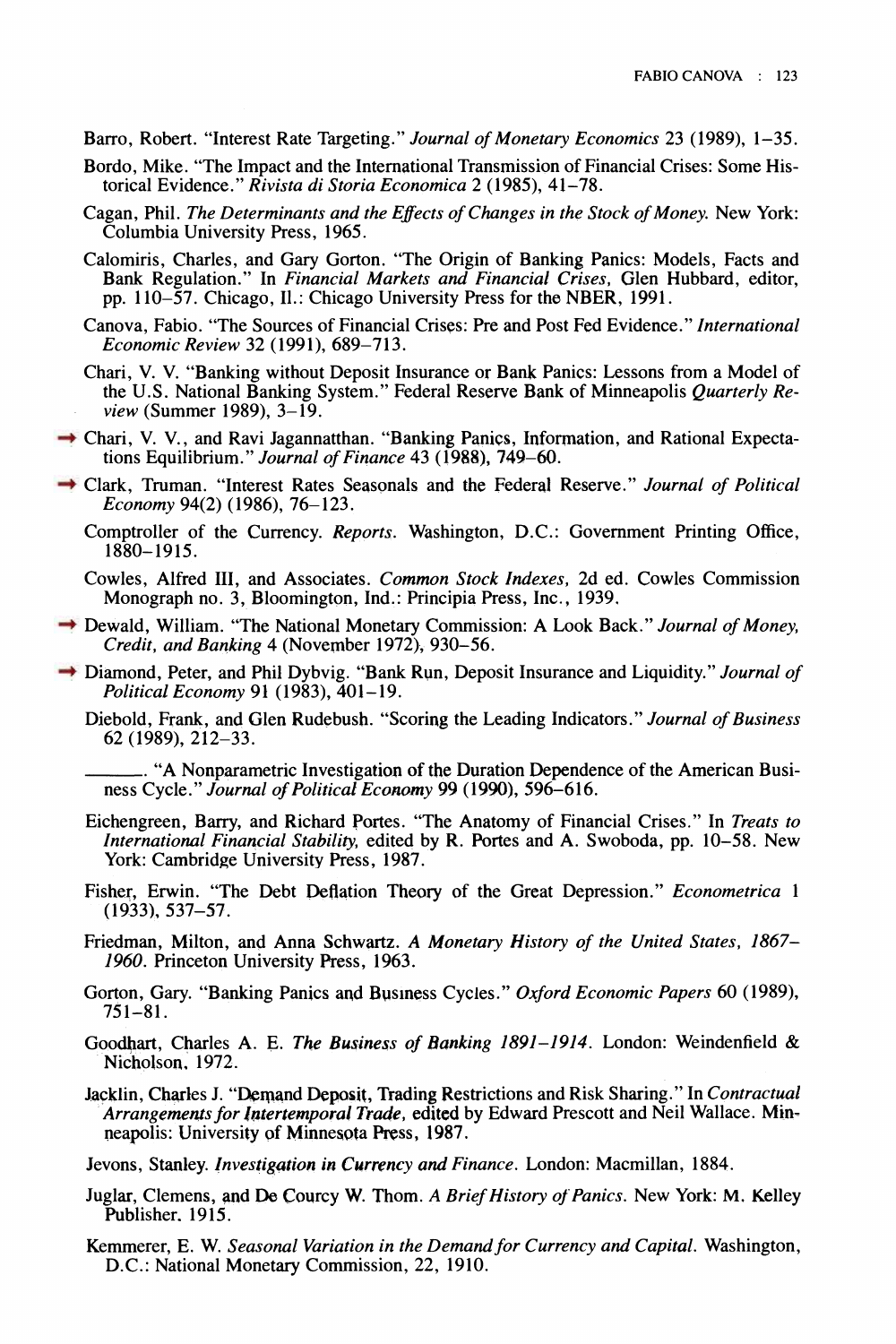Barro, Robert. "Interest Rate Targeting." *Journal of Monetary Economics* 23 (1989), 1–35.

Bordo, Mike. "The Impact and the International Transmission of Financial Crises: Some Historical Evidence." *Rivista di Storia Economica* 2 (1985), 41–78.

Cagan, Phil. *The Determinants and the Effects of Changes in the Stock of Money.* New York: Columbia University Press, 1965.

Calomiris, Charles, and Gary Gorton. "The Origin of Banking Panics: Models, Facts and Bank Regulation." In *Financial Markets and Financial Crises,* Glen Hubbard, editor, pp. 110–57. Chicago, Il.: Chicago University Press for the NBER, 1991.

Canova, Fabio. "The Sources of Financial Crises: Pre and Post Fed Evidence." *International Economic Review* 32 (1991), 689–713.

Chari, V. V. "Banking without Deposit Insurance or Bank Panics: Lessons from a Model of the U.S. National Banking System." Federal Reserve Bank of Minneapolis *Quarterly Review* (Summer 1989), 3–19.

Chari, V. V., and Ravi Jagannatthan. "Banking Panics, Information, and Rational Expectations Equilibrium." *Journal of Finance* 43 (1988), 749–60.

Clark, Truman. "Interest Rates Seasonals and the Federal Reserve." *Journal of Political Economy* 94(2) (1986), 76–123.

Comptroller of the Currency. *Reports.* Washington, D.C.: Government Printing Office, 1880–1915.

Cowles, Alfred III, and Associates. *Common Stock Indexes,* 2d ed. Cowles Commission Monograph no. 3, Bloomington, Ind.: Principia Press, Inc., 1939.

Dewald, William. "The National Monetary Commission: A Look Back." *Journal of Money, Credit, and Banking* 4 (November 1972), 930–56.

Diamond, Peter, and Phil Dybvig. "Bank Run, Deposit Insurance and Liquidity." *Journal of Political Economy* 91 (1983), 401–19.

Diebold, Frank, and Glen Rudebush. "Scoring the Leading Indicators." *Journal of Business* 62 (1989), 212–33.

———. "A Nonparametric Investigation of the Duration Dependence of the American Business Cycle." *Journal of Political Economy* 99 (1990), 596–616.

Eichengreen, Barry, and Richard Portes. "The Anatomy of Financial Crises." In *Treats to International Financial Stability,* edited by R. Portes and A. Swoboda, pp. 10–58. New York: Cambridge University Press, 1987.

Fisher, Erwin. "The Debt Deflation Theory of the Great Depression." *Econometrica* 1 (1933), 537–57.

Friedman, Milton, and Anna Schwartz. *A Monetary History of the United States, 1867–1960.* Princeton University Press, 1963.

Gorton, Gary. "Banking Panics and Business Cycles." *Oxford Economic Papers* 60 (1989), 751–81.

Goodhart, Charles A. E. *The Business of Banking 1891–1914.* London: Weindenfield & Nicholson, 1972.

Jacklin, Charles J. "Demand Deposit, Trading Restrictions and Risk Sharing." In *Contractual Arrangements for Intertemporal Trade,* edited by Edward Prescott and Neil Wallace. Minneapolis: University of Minnesota Press, 1987.

Jevons, Stanley. *Investigation in Currency and Finance.* London: Macmillan, 1884.

Juglar, Clemens, and De Courcy W. Thom. *A Brief History of Panics.* New York: M. Kelley Publisher, 1915.

Kemmerer, E. W. *Seasonal Variation in the Demand for Currency and Capital.* Washington, D.C.: National Monetary Commission, 22, 1910.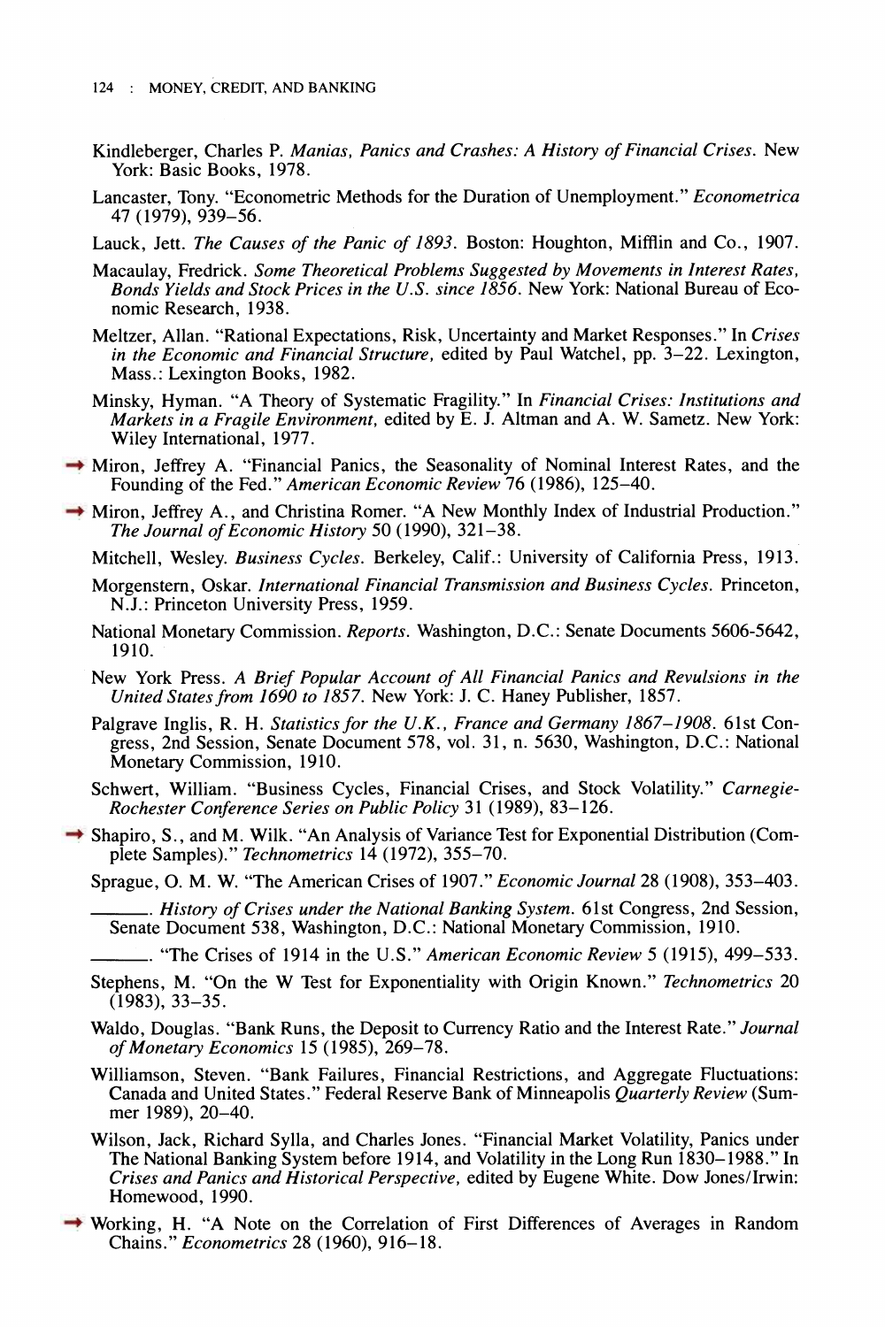Kindleberger, Charles P. *Manias, Panics and Crashes: A History of Financial Crises.* New York: Basic Books, 1978.

Lancaster, Tony. "Econometric Methods for the Duration of Unemployment." *Econometrica* 47 (1979), 939–56.

Lauck, Jett. *The Causes of the Panic of 1893.* Boston: Houghton, Mifflin and Co., 1907.

Macaulay, Fredrick. *Some Theoretical Problems Suggested by Movements in Interest Rates, Bonds Yields and Stock Prices in the U.S. since 1856.* New York: National Bureau of Economic Research, 1938.

Meltzer, Allan. "Rational Expectations, Risk, Uncertainty and Market Responses." In *Crises in the Economic and Financial Structure,* edited by Paul Watchel, pp. 3–22. Lexington, Mass.: Lexington Books, 1982.

Minsky, Hyman. "A Theory of Systematic Fragility." In *Financial Crises: Institutions and Markets in a Fragile Environment,* edited by E. J. Altman and A. W. Sametz. New York: Wiley International, 1977.

Miron, Jeffrey A. "Financial Panics, the Seasonality of Nominal Interest Rates, and the Founding of the Fed." *American Economic Review* 76 (1986), 125–40.

Miron, Jeffrey A., and Christina Romer. "A New Monthly Index of Industrial Production." *The Journal of Economic History* 50 (1990), 321–38.

Mitchell, Wesley. *Business Cycles.* Berkeley, Calif.: University of California Press, 1913.

Morgenstern, Oskar. *International Financial Transmission and Business Cycles.* Princeton, N.J.: Princeton University Press, 1959.

National Monetary Commission. *Reports.* Washington, D.C.: Senate Documents 5606-5642, 1910.

New York Press. *A Brief Popular Account of All Financial Panics and Revulsions in the United States from 1690 to 1857.* New York: J. C. Haney Publisher, 1857.

Palgrave Inglis, R. H. *Statistics for the U.K., France and Germany 1867–1908.* 61st Congress, 2nd Session, Senate Document 578, vol. 31, n. 5630, Washington, D.C.: National Monetary Commission, 1910.

Schwert, William. "Business Cycles, Financial Crises, and Stock Volatility." *Carnegie-Rochester Conference Series on Public Policy* 31 (1989), 83–126.

Shapiro, S., and M. Wilk. "An Analysis of Variance Test for Exponential Distribution (Complete Samples)." *Technometrics* 14 (1972), 355–70.

Sprague, O. M. W. "The American Crises of 1907." *Economic Journal* 28 (1908), 353–403.

\_\_\_\_\_\_. *History of Crises under the National Banking System.* 61st Congress, 2nd Session, Senate Document 538, Washington, D.C.: National Monetary Commission, 1910.

\_\_\_\_\_\_. "The Crises of 1914 in the U.S." *American Economic Review* 5 (1915), 499–533.

Stephens, M. "On the W Test for Exponentiality with Origin Known." *Technometrics* 20 (1983), 33–35.

Waldo, Douglas. "Bank Runs, the Deposit to Currency Ratio and the Interest Rate." *Journal of Monetary Economics* 15 (1985), 269–78.

Williamson, Steven. "Bank Failures, Financial Restrictions, and Aggregate Fluctuations: Canada and United States." Federal Reserve Bank of Minneapolis *Quarterly Review* (Summer 1989), 20–40.

Wilson, Jack, Richard Sylla, and Charles Jones. "Financial Market Volatility, Panics under The National Banking System before 1914, and Volatility in the Long Run 1830–1988." In *Crises and Panics and Historical Perspective,* edited by Eugene White. Dow Jones/Irwin: Homewood, 1990.

Working, H. "A Note on the Correlation of First Differences of Averages in Random Chains." *Econometrics* 28 (1960), 916–18.